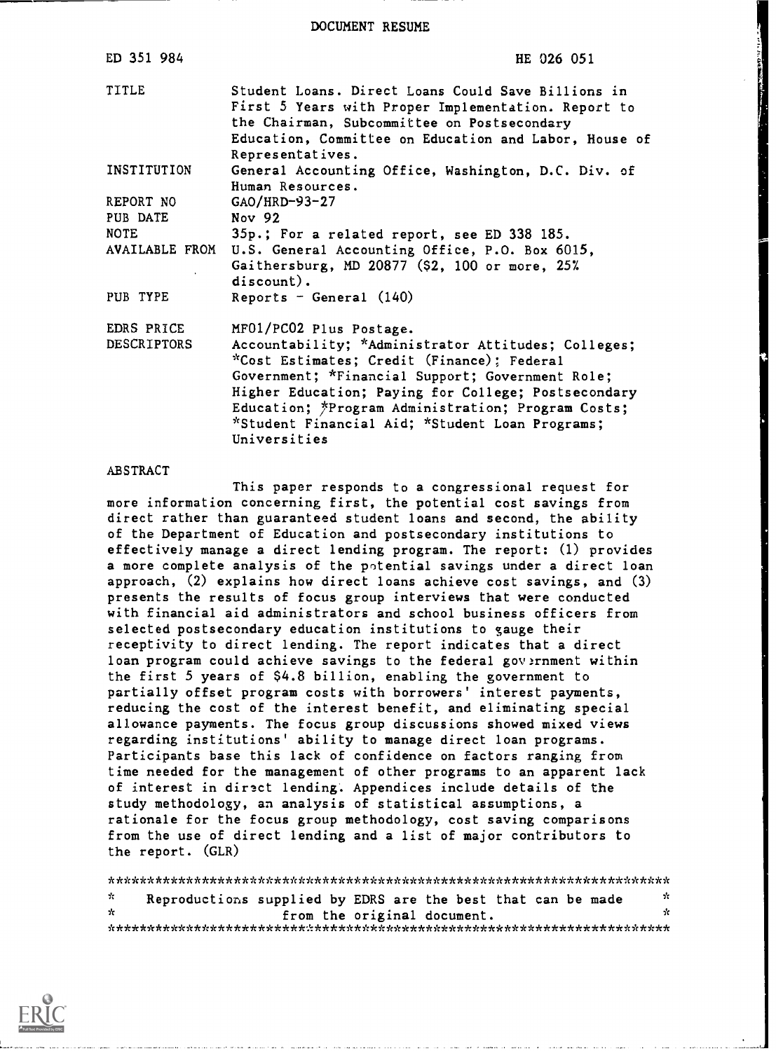DOCUMENT RESUME

| | |
|---|---|
| ED 351 984 | HE 026 051 |
| TITLE | Student Loans. Direct Loans Could Save Billions in First 5 Years with Proper Implementation. Report to the Chairman, Subcommittee on Postsecondary Education, Committee on Education and Labor, House of Representatives. |
| INSTITUTION | General Accounting Office, Washington, D.C. Div. of Human Resources. |
| REPORT NO | GAO/HRD-93-27 |
| PUB DATE | Nov 92 |
| NOTE | 35p.; For a related report, see ED 338 185. |
| AVAILABLE FROM | U.S. General Accounting Office, P.O. Box 6015, Gaithersburg, MD 20877 ($2, 100 or more, 25% discount). |
| PUB TYPE | Reports - General (140) |
| EDRS PRICE | MF01/PC02 Plus Postage. |
| DESCRIPTORS | Accountability; *Administrator Attitudes; Colleges; *Cost Estimates; Credit (Finance); Federal Government; *Financial Support; Government Role; Higher Education; Paying for College; Postsecondary Education; *Program Administration; Program Costs; *Student Financial Aid; *Student Loan Programs; Universities |

ABSTRACT

This paper responds to a congressional request for more information concerning first, the potential cost savings from direct rather than guaranteed student loans and second, the ability of the Department of Education and postsecondary institutions to effectively manage a direct lending program. The report: (1) provides a more complete analysis of the potential savings under a direct loan approach, (2) explains how direct loans achieve cost savings, and (3) presents the results of focus group interviews that were conducted with financial aid administrators and school business officers from selected postsecondary education institutions to gauge their receptivity to direct lending. The report indicates that a direct loan program could achieve savings to the federal government within the first 5 years of $4.8 billion, enabling the government to partially offset program costs with borrowers' interest payments, reducing the cost of the interest benefit, and eliminating special allowance payments. The focus group discussions showed mixed views regarding institutions' ability to manage direct loan programs. Participants base this lack of confidence on factors ranging from time needed for the management of other programs to an apparent lack of interest in direct lending. Appendices include details of the study methodology, an analysis of statistical assumptions, a rationale for the focus group methodology, cost saving comparisons from the use of direct lending and a list of major contributors to the report. (GLR)

***********************************************************************
* Reproductions supplied by EDRS are the best that can be made *
* from the original document. *
***********************************************************************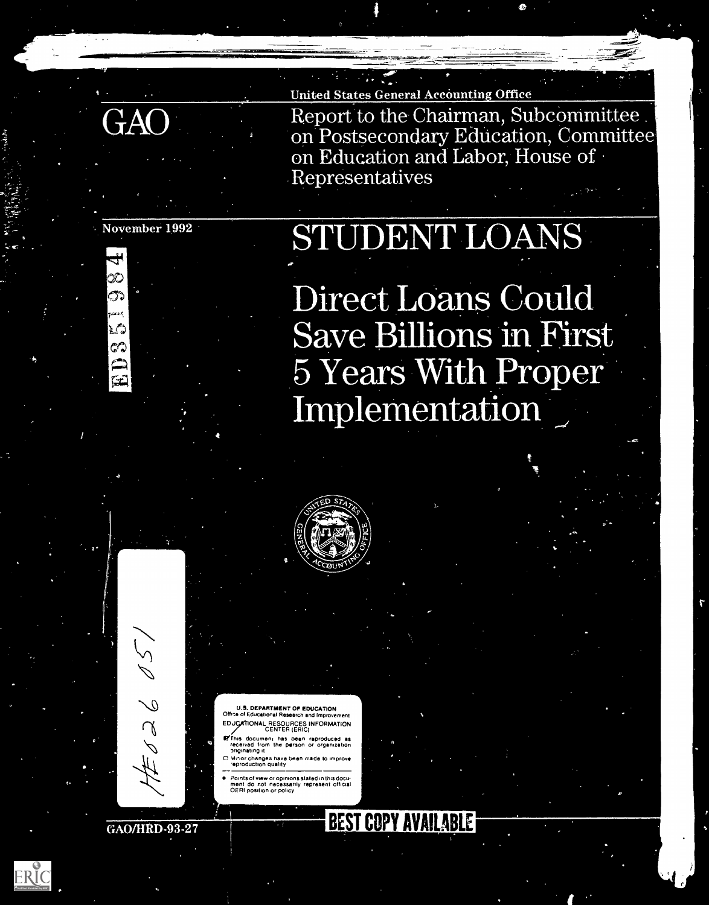United States General Accounting Office

# GAO

Report to the Chairman, Subcommittee on Postsecondary Education, Committee on Education and Labor, House of Representatives

November 1992

ED 353 984

# STUDENT LOANS

## Direct Loans Could Save Billions in First 5 Years With Proper Implementation

HE 026 051

U.S. DEPARTMENT OF EDUCATION
Office of Educational Research and Improvement
EDUCATIONAL RESOURCES INFORMATION CENTER (ERIC)

- This document has been reproduced as received from the person or organization originating it
- Minor changes have been made to improve reproduction quality

- Points of view or opinions stated in this document do not necessarily represent official OERI position or policy

GAO/HRD-93-27

BEST COPY AVAILABLE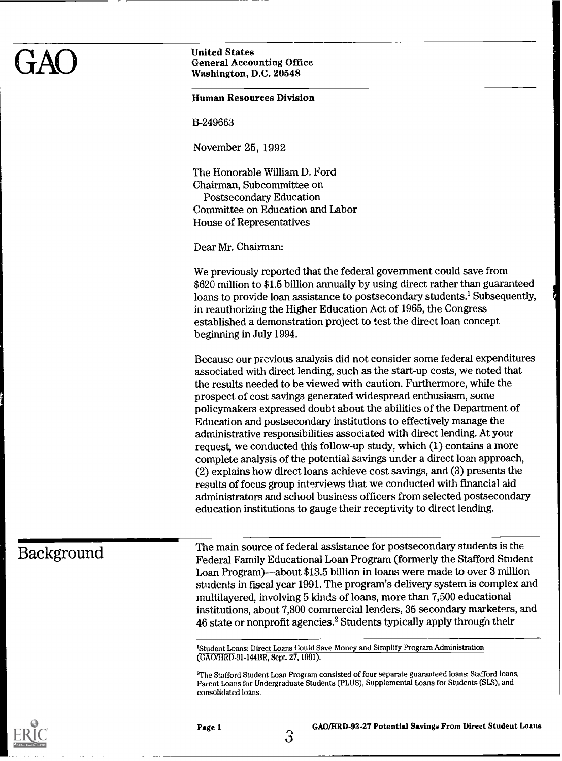# GAO

United States
General Accounting Office
Washington, D.C. 20548

**Human Resources Division**

B-249663

November 25, 1992

The Honorable William D. Ford
Chairman, Subcommittee on
Postsecondary Education
Committee on Education and Labor
House of Representatives

Dear Mr. Chairman:

We previously reported that the federal government could save from $620 million to $1.5 billion annually by using direct rather than guaranteed loans to provide loan assistance to postsecondary students.[1] Subsequently, in reauthorizing the Higher Education Act of 1965, the Congress established a demonstration project to test the direct loan concept beginning in July 1994.

Because our previous analysis did not consider some federal expenditures associated with direct lending, such as the start-up costs, we noted that the results needed to be viewed with caution. Furthermore, while the prospect of cost savings generated widespread enthusiasm, some policymakers expressed doubt about the abilities of the Department of Education and postsecondary institutions to effectively manage the administrative responsibilities associated with direct lending. At your request, we conducted this follow-up study, which (1) contains a more complete analysis of the potential savings under a direct loan approach, (2) explains how direct loans achieve cost savings, and (3) presents the results of focus group interviews that we conducted with financial aid administrators and school business officers from selected postsecondary education institutions to gauge their receptivity to direct lending.

## Background

The main source of federal assistance for postsecondary students is the Federal Family Educational Loan Program (formerly the Stafford Student Loan Program)—about $13.5 billion in loans were made to over 3 million students in fiscal year 1991. The program's delivery system is complex and multilayered, involving 5 kinds of loans, more than 7,500 educational institutions, about 7,800 commercial lenders, 35 secondary marketers, and 46 state or nonprofit agencies.[2] Students typically apply through their

[1] Student Loans: Direct Loans Could Save Money and Simplify Program Administration (GAO/HRD-91-144BR, Sept. 27, 1991).

[2] The Stafford Student Loan Program consisted of four separate guaranteed loans: Stafford loans, Parent Loans for Undergraduate Students (PLUS), Supplemental Loans for Students (SLS), and consolidated loans.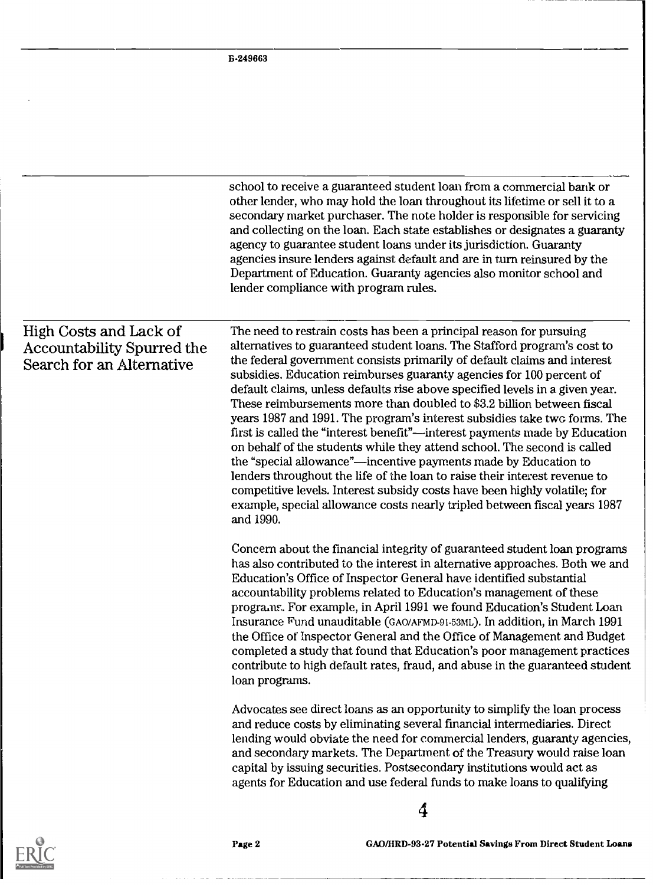school to receive a guaranteed student loan from a commercial bank or other lender, who may hold the loan throughout its lifetime or sell it to a secondary market purchaser. The note holder is responsible for servicing and collecting on the loan. Each state establishes or designates a guaranty agency to guarantee student loans under its jurisdiction. Guaranty agencies insure lenders against default and are in turn reinsured by the Department of Education. Guaranty agencies also monitor school and lender compliance with program rules.

## High Costs and Lack of Accountability Spurred the Search for an Alternative

The need to restrain costs has been a principal reason for pursuing alternatives to guaranteed student loans. The Stafford program's cost to the federal government consists primarily of default claims and interest subsidies. Education reimburses guaranty agencies for 100 percent of default claims, unless defaults rise above specified levels in a given year. These reimbursements more than doubled to $3.2 billion between fiscal years 1987 and 1991. The program's interest subsidies take two forms. The first is called the "interest benefit"—interest payments made by Education on behalf of the students while they attend school. The second is called the "special allowance"—incentive payments made by Education to lenders throughout the life of the loan to raise their interest revenue to competitive levels. Interest subsidy costs have been highly volatile; for example, special allowance costs nearly tripled between fiscal years 1987 and 1990.

Concern about the financial integrity of guaranteed student loan programs has also contributed to the interest in alternative approaches. Both we and Education's Office of Inspector General have identified substantial accountability problems related to Education's management of these programs. For example, in April 1991 we found Education's Student Loan Insurance Fund unauditable (GAO/AFMD-91-53ML). In addition, in March 1991 the Office of Inspector General and the Office of Management and Budget completed a study that found that Education's poor management practices contribute to high default rates, fraud, and abuse in the guaranteed student loan programs.

Advocates see direct loans as an opportunity to simplify the loan process and reduce costs by eliminating several financial intermediaries. Direct lending would obviate the need for commercial lenders, guaranty agencies, and secondary markets. The Department of the Treasury would raise loan capital by issuing securities. Postsecondary institutions would act as agents for Education and use federal funds to make loans to qualifying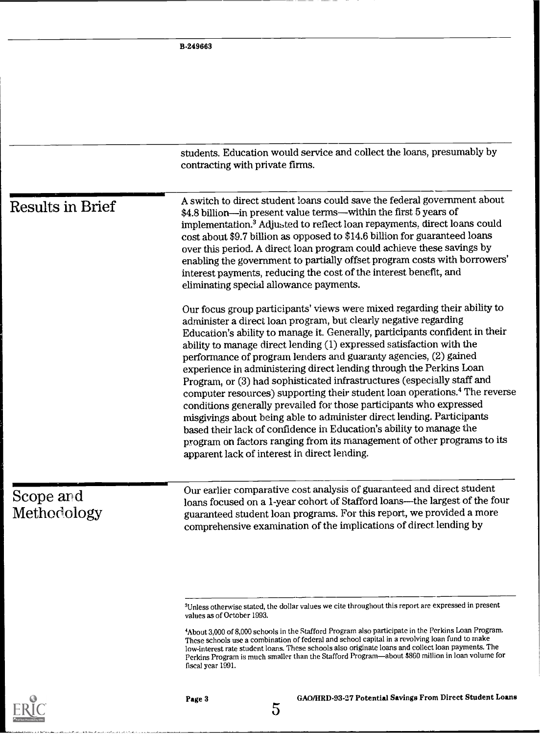students. Education would service and collect the loans, presumably by contracting with private firms.

## Results in Brief

A switch to direct student loans could save the federal government about $4.8 billion—in present value terms—within the first 5 years of implementation.[3] Adjusted to reflect loan repayments, direct loans could cost about $9.7 billion as opposed to $14.6 billion for guaranteed loans over this period. A direct loan program could achieve these savings by enabling the government to partially offset program costs with borrowers' interest payments, reducing the cost of the interest benefit, and eliminating special allowance payments.

Our focus group participants' views were mixed regarding their ability to administer a direct loan program, but clearly negative regarding Education's ability to manage it. Generally, participants confident in their ability to manage direct lending (1) expressed satisfaction with the performance of program lenders and guaranty agencies, (2) gained experience in administering direct lending through the Perkins Loan Program, or (3) had sophisticated infrastructures (especially staff and computer resources) supporting their student loan operations.[4] The reverse conditions generally prevailed for those participants who expressed misgivings about being able to administer direct lending. Participants based their lack of confidence in Education's ability to manage the program on factors ranging from its management of other programs to its apparent lack of interest in direct lending.

## Scope and Methodology

Our earlier comparative cost analysis of guaranteed and direct student loans focused on a 1-year cohort of Stafford loans—the largest of the four guaranteed student loan programs. For this report, we provided a more comprehensive examination of the implications of direct lending by

---

[3]Unless otherwise stated, the dollar values we cite throughout this report are expressed in present values as of October 1993.

[4]About 3,000 of 8,000 schools in the Stafford Program also participate in the Perkins Loan Program. These schools use a combination of federal and school capital in a revolving loan fund to make low-interest rate student loans. These schools also originate loans and collect loan payments. The Perkins Program is much smaller than the Stafford Program—about $860 million in loan volume for fiscal year 1991.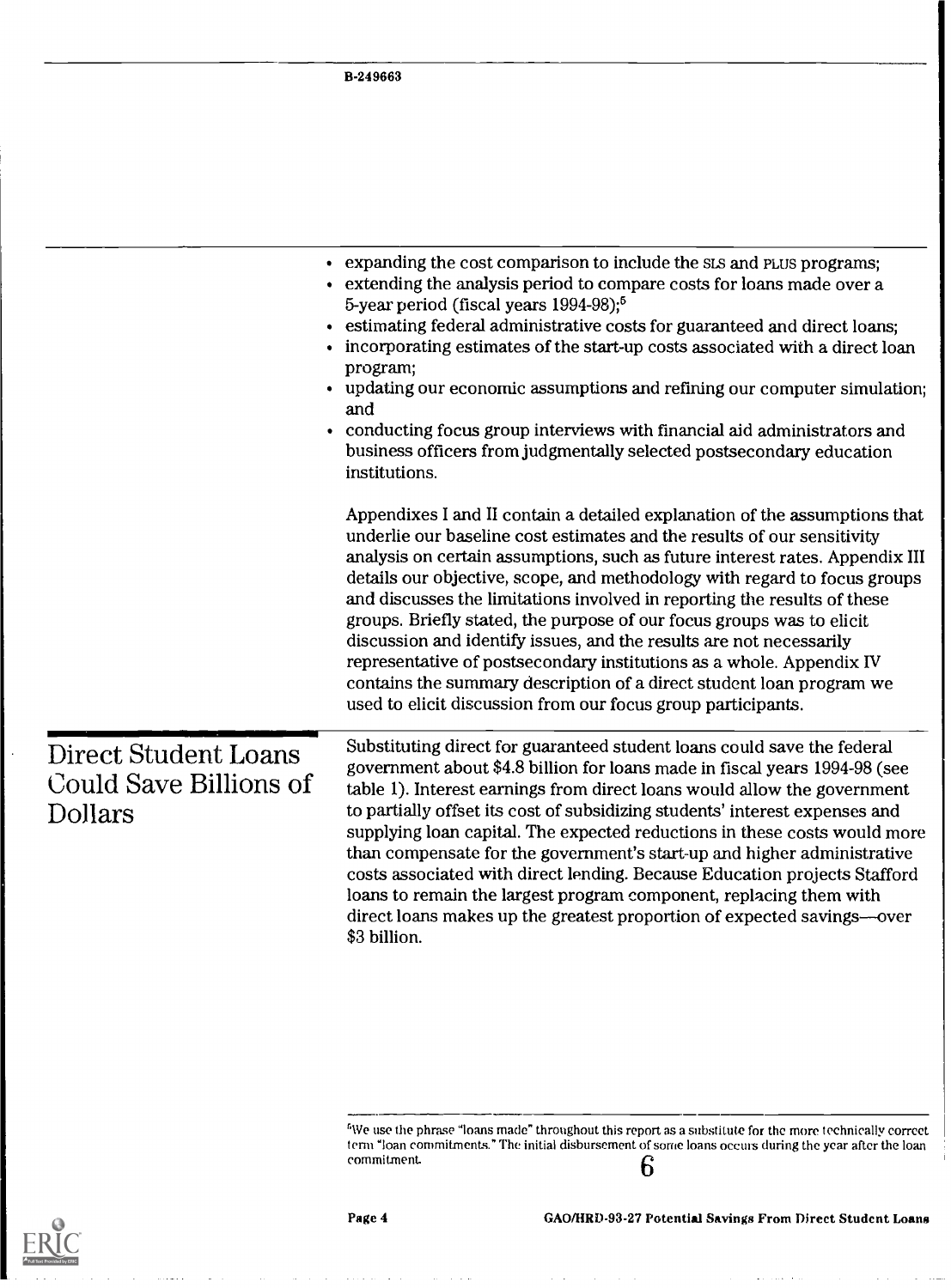- expanding the cost comparison to include the SLS and PLUS programs;
- extending the analysis period to compare costs for loans made over a 5-year period (fiscal years 1994-98);[5]
- estimating federal administrative costs for guaranteed and direct loans;
- incorporating estimates of the start-up costs associated with a direct loan program;
- updating our economic assumptions and refining our computer simulation; and
- conducting focus group interviews with financial aid administrators and business officers from judgmentally selected postsecondary education institutions.

Appendixes I and II contain a detailed explanation of the assumptions that underlie our baseline cost estimates and the results of our sensitivity analysis on certain assumptions, such as future interest rates. Appendix III details our objective, scope, and methodology with regard to focus groups and discusses the limitations involved in reporting the results of these groups. Briefly stated, the purpose of our focus groups was to elicit discussion and identify issues, and the results are not necessarily representative of postsecondary institutions as a whole. Appendix IV contains the summary description of a direct student loan program we used to elicit discussion from our focus group participants.

## Direct Student Loans Could Save Billions of Dollars

Substituting direct for guaranteed student loans could save the federal government about \$4.8 billion for loans made in fiscal years 1994-98 (see table 1). Interest earnings from direct loans would allow the government to partially offset its cost of subsidizing students' interest expenses and supplying loan capital. The expected reductions in these costs would more than compensate for the government's start-up and higher administrative costs associated with direct lending. Because Education projects Stafford loans to remain the largest program component, replacing them with direct loans makes up the greatest proportion of expected savings—over \$3 billion.

[5]We use the phrase "loans made" throughout this report as a substitute for the more technically correct term "loan commitments." The initial disbursement of some loans occurs during the year after the loan commitment.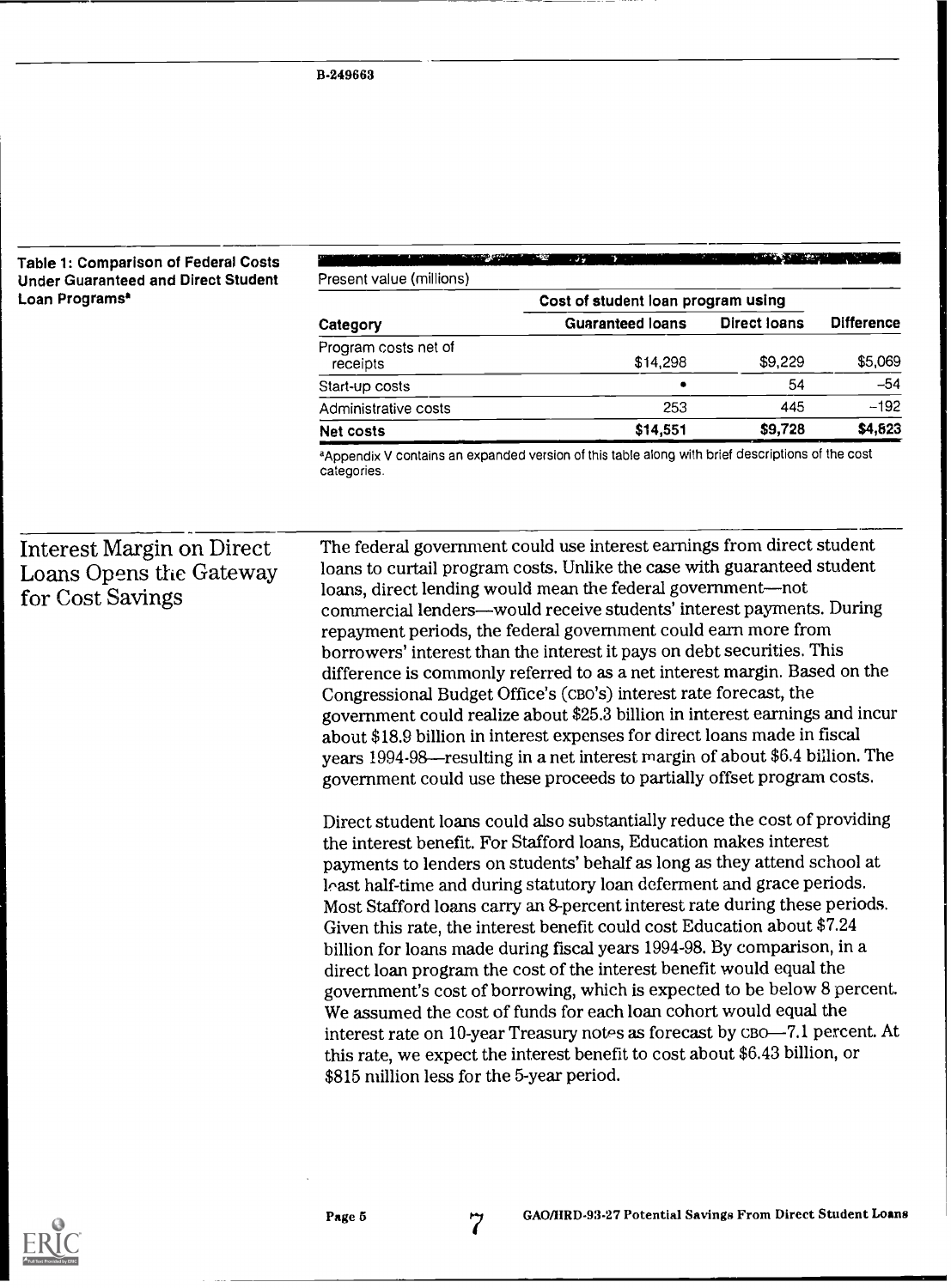Table 1: Comparison of Federal Costs Under Guaranteed and Direct Student Loan Programs[a]

Present value (millions)

| | Cost of student loan program using | | |
|---|---|---|---|
| Category | Guaranteed loans | Direct loans | Difference |
| Program costs net of receipts | $14,298 | $9,229 | $5,069 |
| Start-up costs | • | 54 | –54 |
| Administrative costs | 253 | 445 | –192 |
| **Net costs** | **$14,551** | **$9,728** | **$4,823** |

[a]Appendix V contains an expanded version of this table along with brief descriptions of the cost categories.

## Interest Margin on Direct Loans Opens the Gateway for Cost Savings

The federal government could use interest earnings from direct student loans to curtail program costs. Unlike the case with guaranteed student loans, direct lending would mean the federal government—not commercial lenders—would receive students' interest payments. During repayment periods, the federal government could earn more from borrowers' interest than the interest it pays on debt securities. This difference is commonly referred to as a net interest margin. Based on the Congressional Budget Office's (CBO's) interest rate forecast, the government could realize about $25.3 billion in interest earnings and incur about $18.9 billion in interest expenses for direct loans made in fiscal years 1994-98—resulting in a net interest margin of about $6.4 billion. The government could use these proceeds to partially offset program costs.

Direct student loans could also substantially reduce the cost of providing the interest benefit. For Stafford loans, Education makes interest payments to lenders on students' behalf as long as they attend school at least half-time and during statutory loan deferment and grace periods. Most Stafford loans carry an 8-percent interest rate during these periods. Given this rate, the interest benefit could cost Education about $7.24 billion for loans made during fiscal years 1994-98. By comparison, in a direct loan program the cost of the interest benefit would equal the government's cost of borrowing, which is expected to be below 8 percent. We assumed the cost of funds for each loan cohort would equal the interest rate on 10-year Treasury notes as forecast by CBO—7.1 percent. At this rate, we expect the interest benefit to cost about $6.43 billion, or $815 million less for the 5-year period.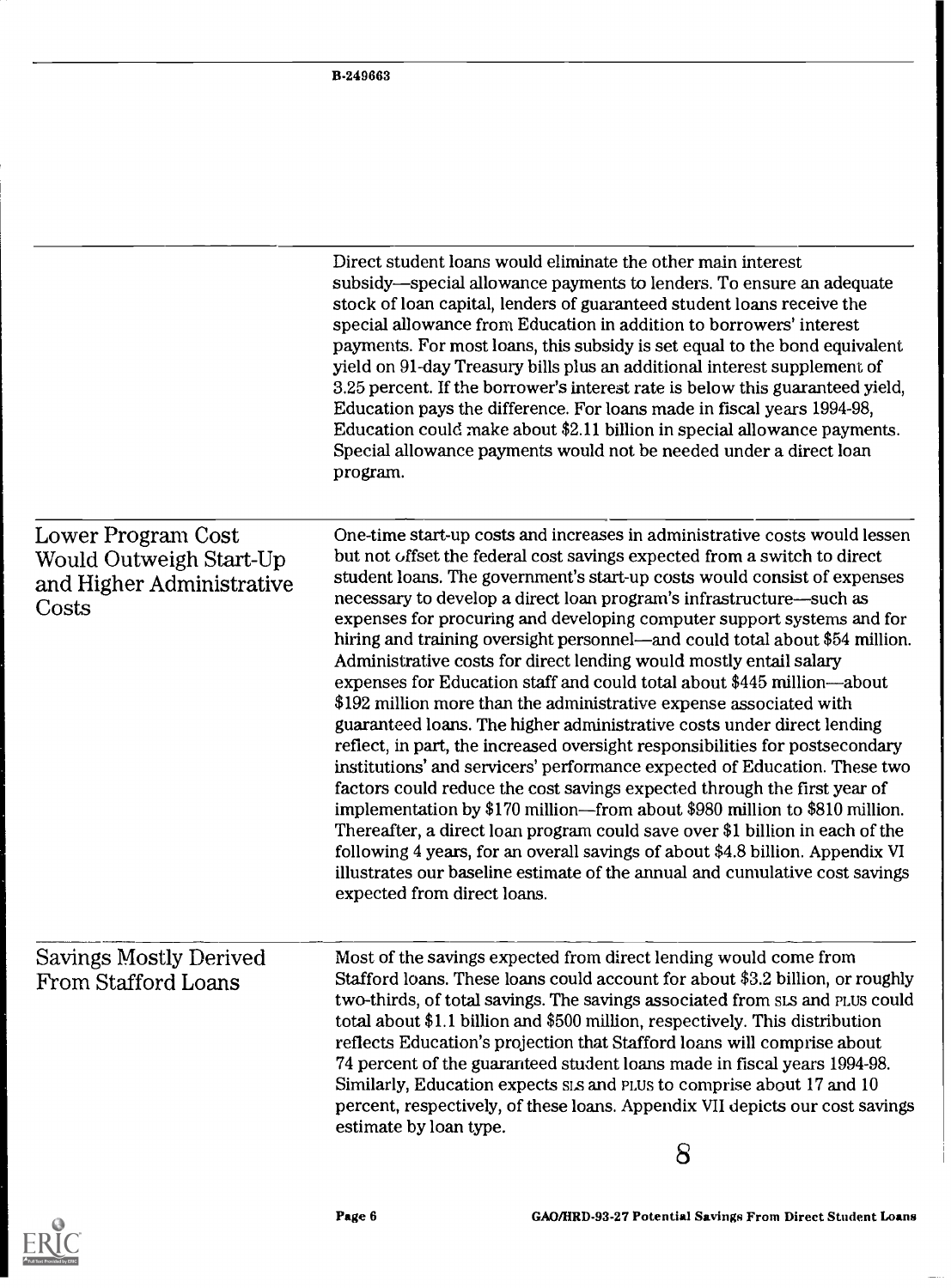Direct student loans would eliminate the other main interest subsidy—special allowance payments to lenders. To ensure an adequate stock of loan capital, lenders of guaranteed student loans receive the special allowance from Education in addition to borrowers' interest payments. For most loans, this subsidy is set equal to the bond equivalent yield on 91-day Treasury bills plus an additional interest supplement of 3.25 percent. If the borrower's interest rate is below this guaranteed yield, Education pays the difference. For loans made in fiscal years 1994-98, Education could make about $2.11 billion in special allowance payments. Special allowance payments would not be needed under a direct loan program.

## Lower Program Cost Would Outweigh Start-Up and Higher Administrative Costs

One-time start-up costs and increases in administrative costs would lessen but not offset the federal cost savings expected from a switch to direct student loans. The government's start-up costs would consist of expenses necessary to develop a direct loan program's infrastructure—such as expenses for procuring and developing computer support systems and for hiring and training oversight personnel—and could total about $54 million. Administrative costs for direct lending would mostly entail salary expenses for Education staff and could total about $445 million—about $192 million more than the administrative expense associated with guaranteed loans. The higher administrative costs under direct lending reflect, in part, the increased oversight responsibilities for postsecondary institutions' and servicers' performance expected of Education. These two factors could reduce the cost savings expected through the first year of implementation by $170 million—from about $980 million to $810 million. Thereafter, a direct loan program could save over $1 billion in each of the following 4 years, for an overall savings of about $4.8 billion. Appendix VI illustrates our baseline estimate of the annual and cumulative cost savings expected from direct loans.

## Savings Mostly Derived From Stafford Loans

Most of the savings expected from direct lending would come from Stafford loans. These loans could account for about $3.2 billion, or roughly two-thirds, of total savings. The savings associated from SLS and PLUS could total about $1.1 billion and $500 million, respectively. This distribution reflects Education's projection that Stafford loans will comprise about 74 percent of the guaranteed student loans made in fiscal years 1994-98. Similarly, Education expects SLS and PLUS to comprise about 17 and 10 percent, respectively, of these loans. Appendix VII depicts our cost savings estimate by loan type.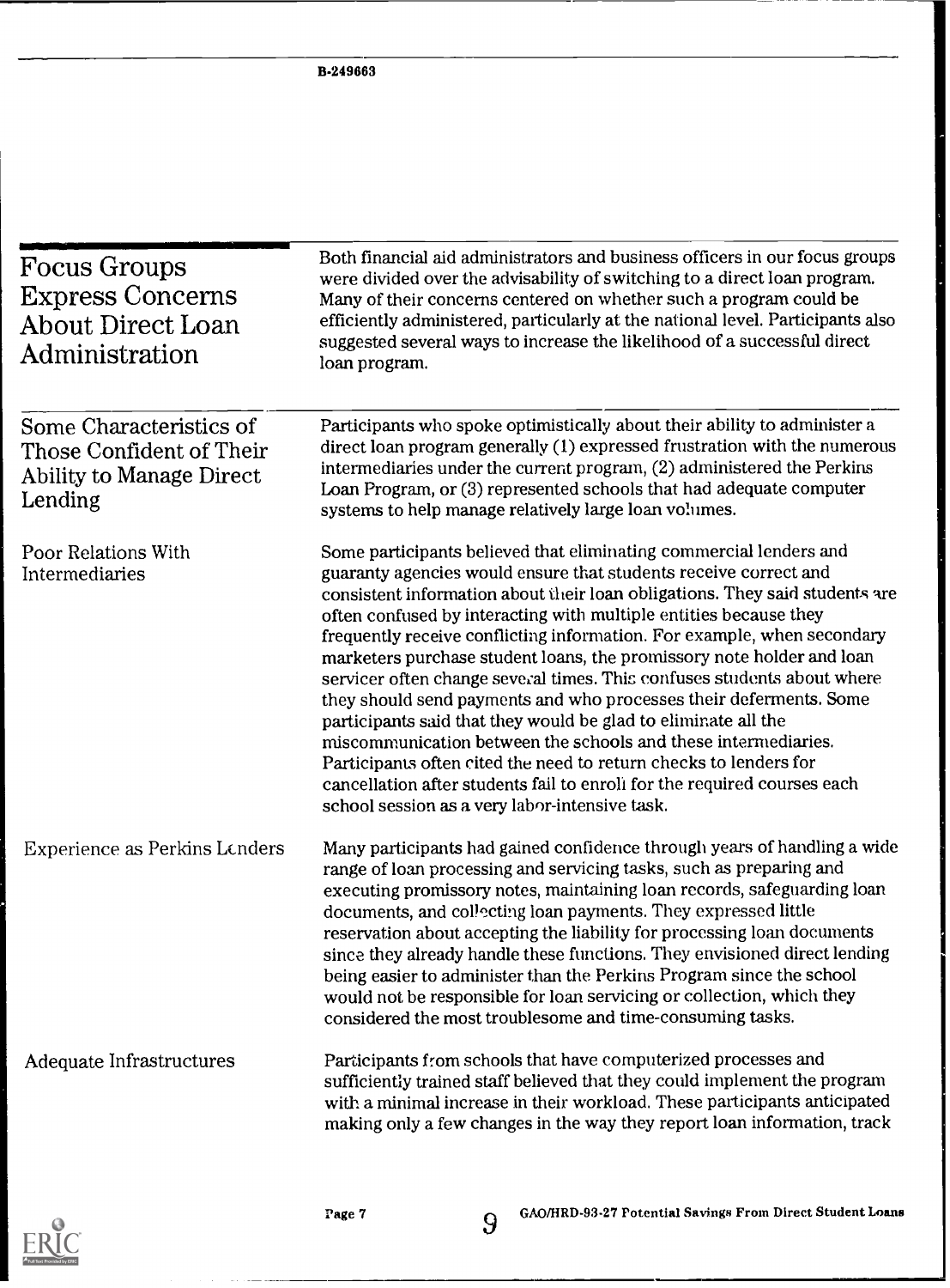## Focus Groups Express Concerns About Direct Loan Administration

Both financial aid administrators and business officers in our focus groups were divided over the advisability of switching to a direct loan program. Many of their concerns centered on whether such a program could be efficiently administered, particularly at the national level. Participants also suggested several ways to increase the likelihood of a successful direct loan program.

### Some Characteristics of Those Confident of Their Ability to Manage Direct Lending

Participants who spoke optimistically about their ability to administer a direct loan program generally (1) expressed frustration with the numerous intermediaries under the current program, (2) administered the Perkins Loan Program, or (3) represented schools that had adequate computer systems to help manage relatively large loan volumes.

#### Poor Relations With Intermediaries

Some participants believed that eliminating commercial lenders and guaranty agencies would ensure that students receive correct and consistent information about their loan obligations. They said students are often confused by interacting with multiple entities because they frequently receive conflicting information. For example, when secondary marketers purchase student loans, the promissory note holder and loan servicer often change several times. This confuses students about where they should send payments and who processes their deferments. Some participants said that they would be glad to eliminate all the miscommunication between the schools and these intermediaries. Participants often cited the need to return checks to lenders for cancellation after students fail to enroll for the required courses each school session as a very labor-intensive task.

#### Experience as Perkins Lenders

Many participants had gained confidence through years of handling a wide range of loan processing and servicing tasks, such as preparing and executing promissory notes, maintaining loan records, safeguarding loan documents, and collecting loan payments. They expressed little reservation about accepting the liability for processing loan documents since they already handle these functions. They envisioned direct lending being easier to administer than the Perkins Program since the school would not be responsible for loan servicing or collection, which they considered the most troublesome and time-consuming tasks.

#### Adequate Infrastructures

Participants from schools that have computerized processes and sufficiently trained staff believed that they could implement the program with a minimal increase in their workload. These participants anticipated making only a few changes in the way they report loan information, track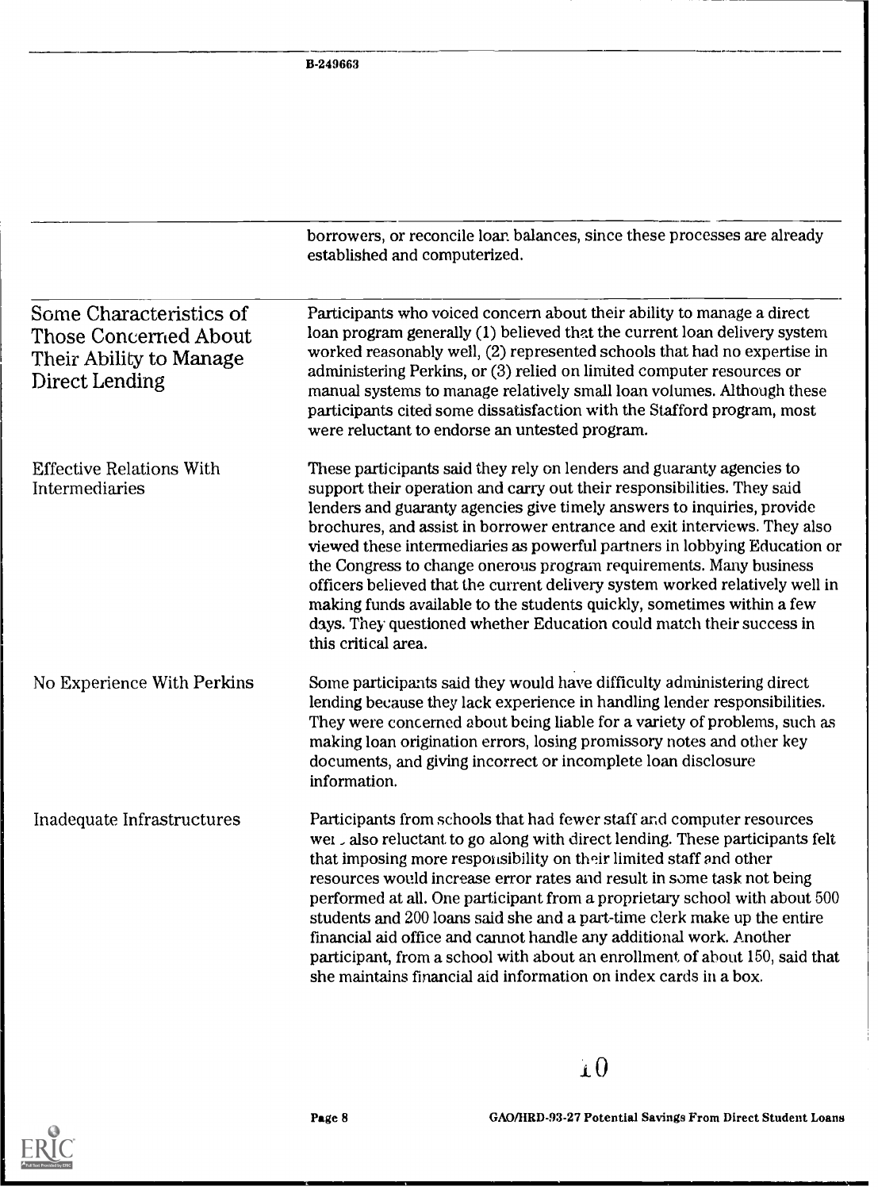borrowers, or reconcile loan balances, since these processes are already established and computerized.

## Some Characteristics of Those Concerned About Their Ability to Manage Direct Lending

Participants who voiced concern about their ability to manage a direct loan program generally (1) believed that the current loan delivery system worked reasonably well, (2) represented schools that had no expertise in administering Perkins, or (3) relied on limited computer resources or manual systems to manage relatively small loan volumes. Although these participants cited some dissatisfaction with the Stafford program, most were reluctant to endorse an untested program.

### Effective Relations With Intermediaries

These participants said they rely on lenders and guaranty agencies to support their operation and carry out their responsibilities. They said lenders and guaranty agencies give timely answers to inquiries, provide brochures, and assist in borrower entrance and exit interviews. They also viewed these intermediaries as powerful partners in lobbying Education or the Congress to change onerous program requirements. Many business officers believed that the current delivery system worked relatively well in making funds available to the students quickly, sometimes within a few days. They questioned whether Education could match their success in this critical area.

### No Experience With Perkins

Some participants said they would have difficulty administering direct lending because they lack experience in handling lender responsibilities. They were concerned about being liable for a variety of problems, such as making loan origination errors, losing promissory notes and other key documents, and giving incorrect or incomplete loan disclosure information.

### Inadequate Infrastructures

Participants from schools that had fewer staff and computer resources were also reluctant to go along with direct lending. These participants felt that imposing more responsibility on their limited staff and other resources would increase error rates and result in some task not being performed at all. One participant from a proprietary school with about 500 students and 200 loans said she and a part-time clerk make up the entire financial aid office and cannot handle any additional work. Another participant, from a school with about an enrollment of about 150, said that she maintains financial aid information on index cards in a box.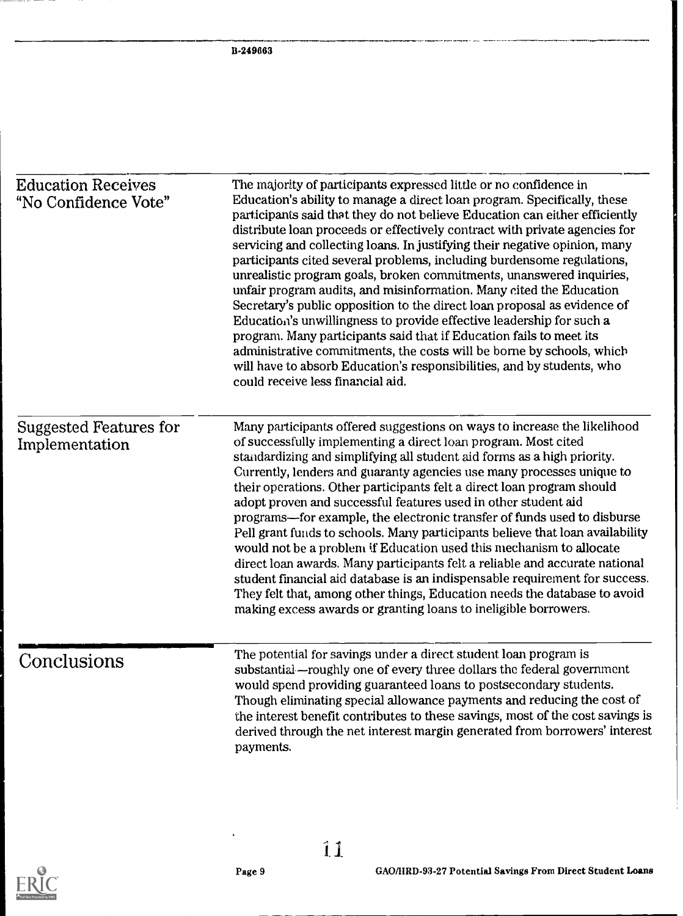## Education Receives "No Confidence Vote"

The majority of participants expressed little or no confidence in Education's ability to manage a direct loan program. Specifically, these participants said that they do not believe Education can either efficiently distribute loan proceeds or effectively contract with private agencies for servicing and collecting loans. In justifying their negative opinion, many participants cited several problems, including burdensome regulations, unrealistic program goals, broken commitments, unanswered inquiries, unfair program audits, and misinformation. Many cited the Education Secretary's public opposition to the direct loan proposal as evidence of Education's unwillingness to provide effective leadership for such a program. Many participants said that if Education fails to meet its administrative commitments, the costs will be borne by schools, which will have to absorb Education's responsibilities, and by students, who could receive less financial aid.

## Suggested Features for Implementation

Many participants offered suggestions on ways to increase the likelihood of successfully implementing a direct loan program. Most cited standardizing and simplifying all student aid forms as a high priority. Currently, lenders and guaranty agencies use many processes unique to their operations. Other participants felt a direct loan program should adopt proven and successful features used in other student aid programs—for example, the electronic transfer of funds used to disburse Pell grant funds to schools. Many participants believe that loan availability would not be a problem if Education used this mechanism to allocate direct loan awards. Many participants felt a reliable and accurate national student financial aid database is an indispensable requirement for success. They felt that, among other things, Education needs the database to avoid making excess awards or granting loans to ineligible borrowers.

# Conclusions

The potential for savings under a direct student loan program is substantial—roughly one of every three dollars the federal government would spend providing guaranteed loans to postsecondary students. Though eliminating special allowance payments and reducing the cost of the interest benefit contributes to these savings, most of the cost savings is derived through the net interest margin generated from borrowers' interest payments.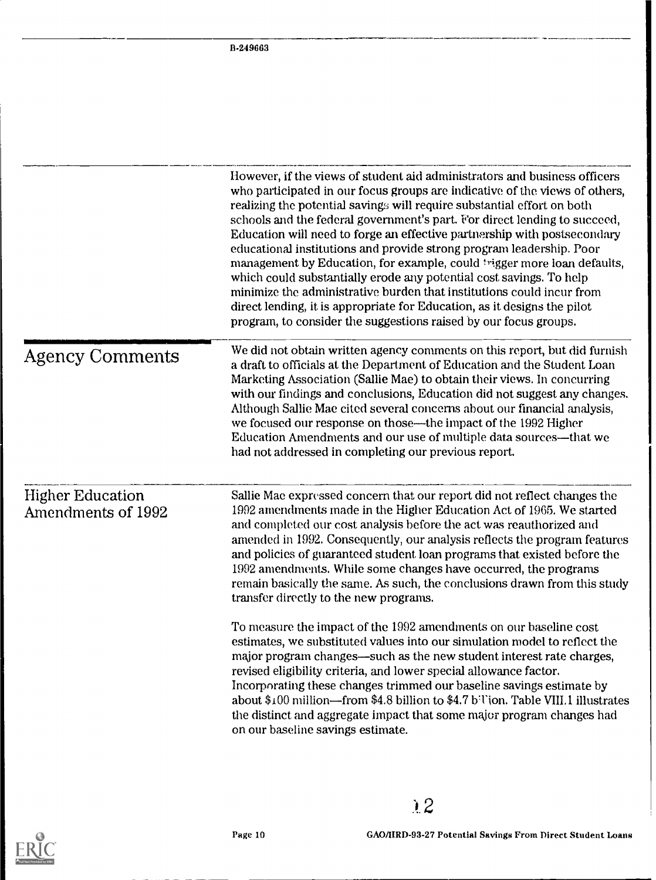However, if the views of student aid administrators and business officers who participated in our focus groups are indicative of the views of others, realizing the potential savings will require substantial effort on both schools and the federal government's part. For direct lending to succeed, Education will need to forge an effective partnership with postsecondary educational institutions and provide strong program leadership. Poor management by Education, for example, could trigger more loan defaults, which could substantially erode any potential cost savings. To help minimize the administrative burden that institutions could incur from direct lending, it is appropriate for Education, as it designs the pilot program, to consider the suggestions raised by our focus groups.

## Agency Comments

We did not obtain written agency comments on this report, but did furnish a draft to officials at the Department of Education and the Student Loan Marketing Association (Sallie Mae) to obtain their views. In concurring with our findings and conclusions, Education did not suggest any changes. Although Sallie Mae cited several concerns about our financial analysis, we focused our response on those—the impact of the 1992 Higher Education Amendments and our use of multiple data sources—that we had not addressed in completing our previous report.

## Higher Education Amendments of 1992

Sallie Mae expressed concern that our report did not reflect changes the 1992 amendments made in the Higher Education Act of 1965. We started and completed our cost analysis before the act was reauthorized and amended in 1992. Consequently, our analysis reflects the program features and policies of guaranteed student loan programs that existed before the 1992 amendments. While some changes have occurred, the programs remain basically the same. As such, the conclusions drawn from this study transfer directly to the new programs.

To measure the impact of the 1992 amendments on our baseline cost estimates, we substituted values into our simulation model to reflect the major program changes—such as the new student interest rate charges, revised eligibility criteria, and lower special allowance factor. Incorporating these changes trimmed our baseline savings estimate by about $100 million—from $4.8 billion to $4.7 billion. Table VIII.1 illustrates the distinct and aggregate impact that some major program changes had on our baseline savings estimate.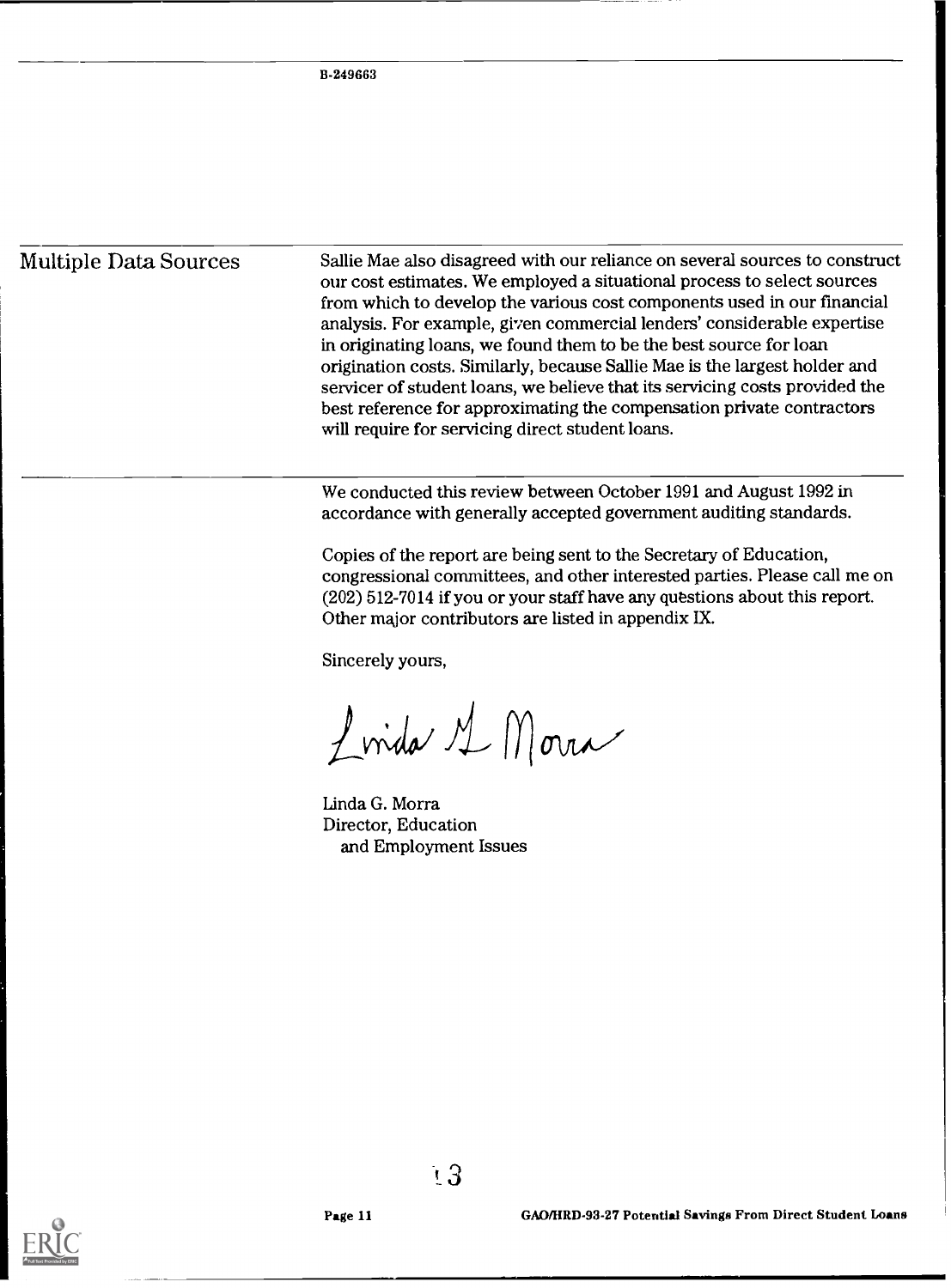## Multiple Data Sources

Sallie Mae also disagreed with our reliance on several sources to construct our cost estimates. We employed a situational process to select sources from which to develop the various cost components used in our financial analysis. For example, given commercial lenders' considerable expertise in originating loans, we found them to be the best source for loan origination costs. Similarly, because Sallie Mae is the largest holder and servicer of student loans, we believe that its servicing costs provided the best reference for approximating the compensation private contractors will require for servicing direct student loans.

---

We conducted this review between October 1991 and August 1992 in accordance with generally accepted government auditing standards.

Copies of the report are being sent to the Secretary of Education, congressional committees, and other interested parties. Please call me on (202) 512-7014 if you or your staff have any questions about this report. Other major contributors are listed in appendix IX.

Sincerely yours,

Linda G. Morra

Linda G. Morra
Director, Education
and Employment Issues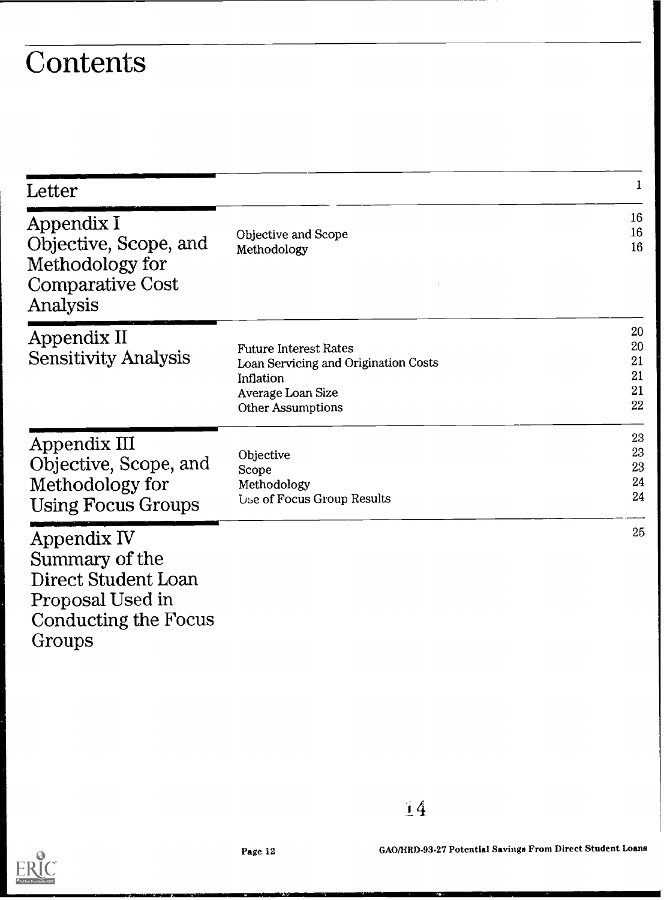# Contents

| | | |
|---|---|---|
| Letter | | 1 |
| Appendix I Objective, Scope, and Methodology for Comparative Cost Analysis | | 16 |
| | Objective and Scope | 16 |
| | Methodology | 16 |
| Appendix II Sensitivity Analysis | | 20 |
| | Future Interest Rates | 20 |
| | Loan Servicing and Origination Costs | 21 |
| | Inflation | 21 |
| | Average Loan Size | 21 |
| | Other Assumptions | 22 |
| Appendix III Objective, Scope, and Methodology for Using Focus Groups | | 23 |
| | Objective | 23 |
| | Scope | 23 |
| | Methodology | 24 |
| | Use of Focus Group Results | 24 |
| Appendix IV Summary of the Direct Student Loan Proposal Used in Conducting the Focus Groups | | 25 |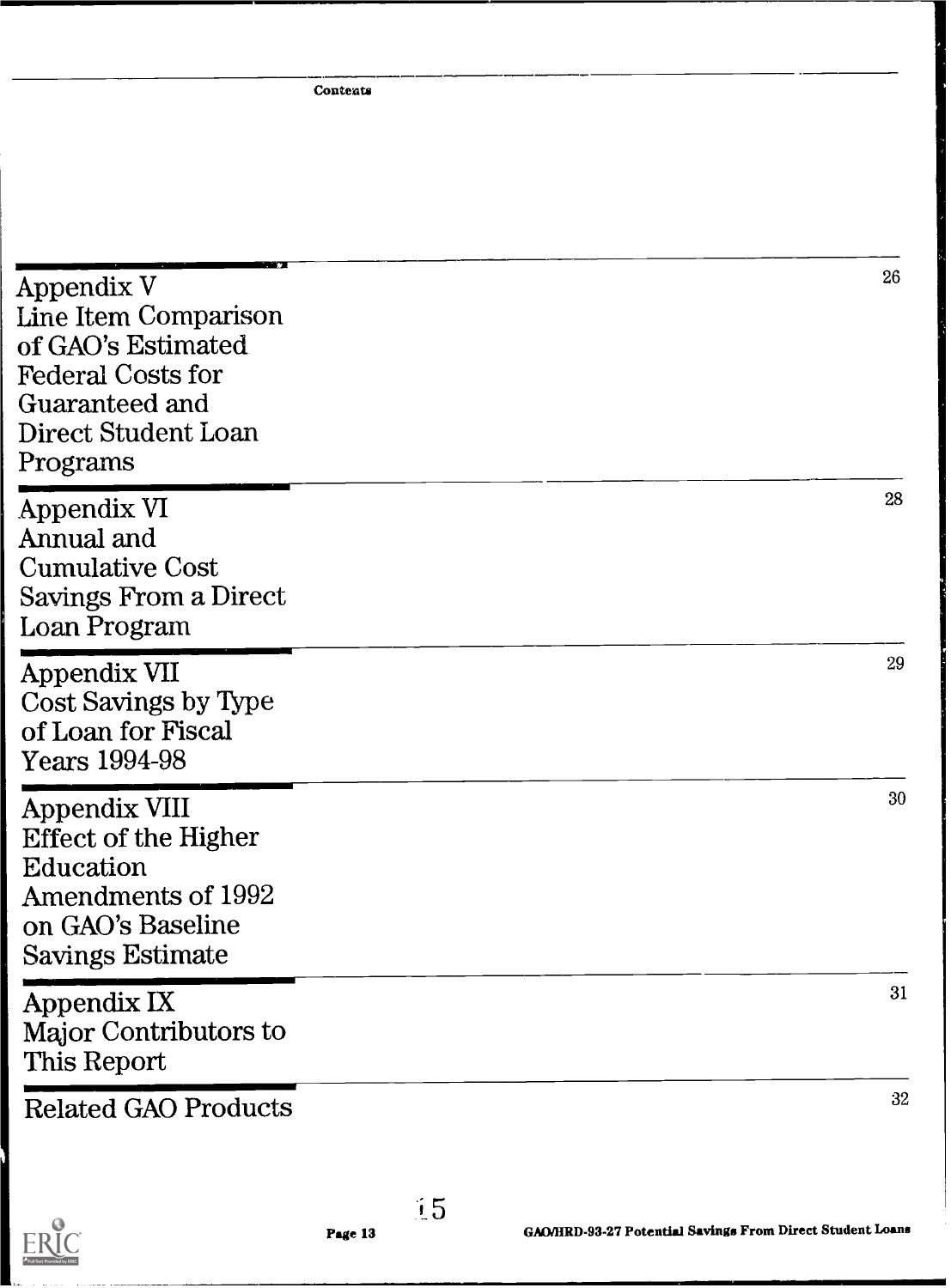| | |
|---|---|
| Appendix V Line Item Comparison of GAO's Estimated Federal Costs for Guaranteed and Direct Student Loan Programs | 26 |
| Appendix VI Annual and Cumulative Cost Savings From a Direct Loan Program | 28 |
| Appendix VII Cost Savings by Type of Loan for Fiscal Years 1994-98 | 29 |
| Appendix VIII Effect of the Higher Education Amendments of 1992 on GAO's Baseline Savings Estimate | 30 |
| Appendix IX Major Contributors to This Report | 31 |
| Related GAO Products | 32 |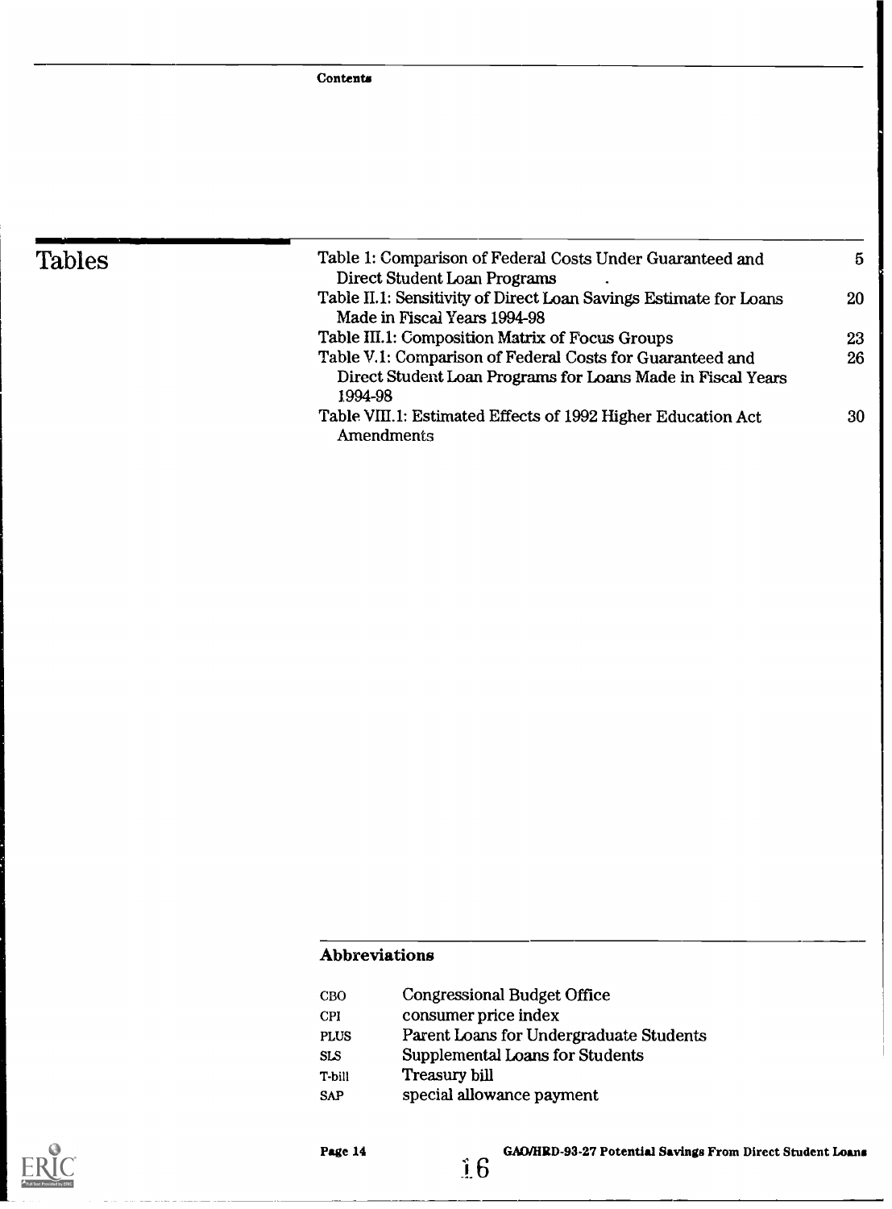## Tables

Table 1: Comparison of Federal Costs Under Guaranteed and Direct Student Loan Programs 5

Table II.1: Sensitivity of Direct Loan Savings Estimate for Loans Made in Fiscal Years 1994-98 20

Table III.1: Composition Matrix of Focus Groups 23

Table V.1: Comparison of Federal Costs for Guaranteed and Direct Student Loan Programs for Loans Made in Fiscal Years 1994-98 26

Table VIII.1: Estimated Effects of 1992 Higher Education Act Amendments 30

### Abbreviations

| | |
|---|---|
| CBO | Congressional Budget Office |
| CPI | consumer price index |
| PLUS | Parent Loans for Undergraduate Students |
| SLS | Supplemental Loans for Students |
| T-bill | Treasury bill |
| SAP | special allowance payment |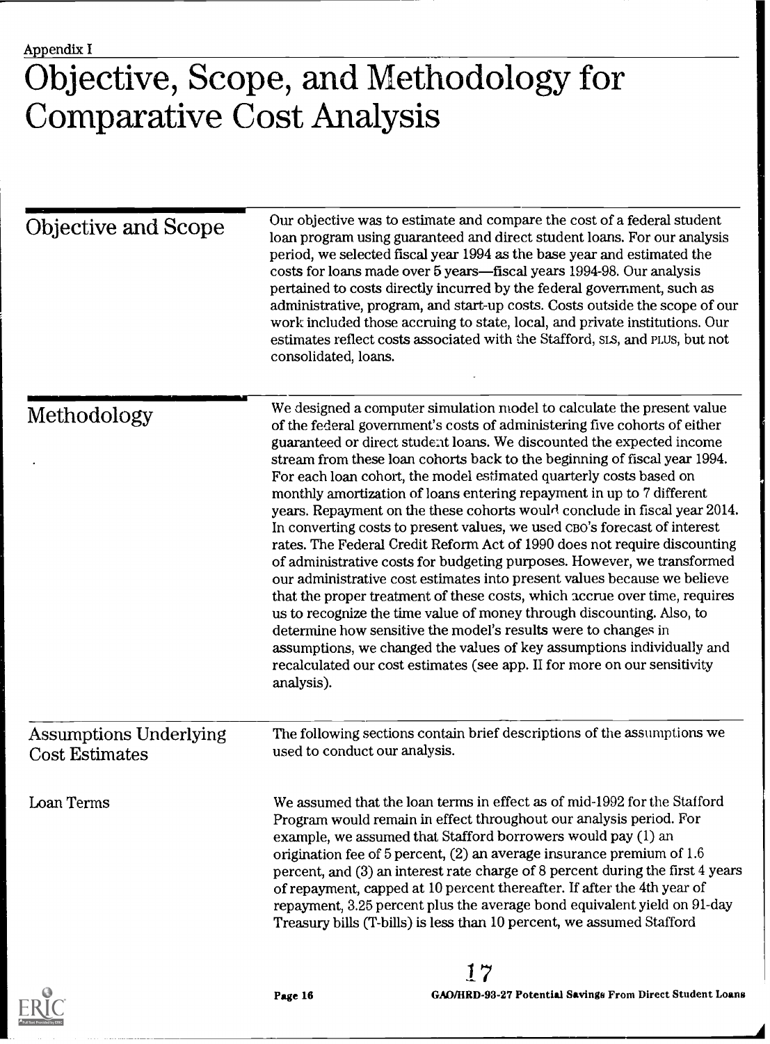Appendix I

# Objective, Scope, and Methodology for Comparative Cost Analysis

## Objective and Scope

Our objective was to estimate and compare the cost of a federal student loan program using guaranteed and direct student loans. For our analysis period, we selected fiscal year 1994 as the base year and estimated the costs for loans made over 5 years—fiscal years 1994-98. Our analysis pertained to costs directly incurred by the federal government, such as administrative, program, and start-up costs. Costs outside the scope of our work included those accruing to state, local, and private institutions. Our estimates reflect costs associated with the Stafford, SLS, and PLUS, but not consolidated, loans.

## Methodology

We designed a computer simulation model to calculate the present value of the federal government's costs of administering five cohorts of either guaranteed or direct student loans. We discounted the expected income stream from these loan cohorts back to the beginning of fiscal year 1994. For each loan cohort, the model estimated quarterly costs based on monthly amortization of loans entering repayment in up to 7 different years. Repayment on the these cohorts would conclude in fiscal year 2014. In converting costs to present values, we used CBO's forecast of interest rates. The Federal Credit Reform Act of 1990 does not require discounting of administrative costs for budgeting purposes. However, we transformed our administrative cost estimates into present values because we believe that the proper treatment of these costs, which accrue over time, requires us to recognize the time value of money through discounting. Also, to determine how sensitive the model's results were to changes in assumptions, we changed the values of key assumptions individually and recalculated our cost estimates (see app. II for more on our sensitivity analysis).

## Assumptions Underlying Cost Estimates

The following sections contain brief descriptions of the assumptions we used to conduct our analysis.

### Loan Terms

We assumed that the loan terms in effect as of mid-1992 for the Stafford Program would remain in effect throughout our analysis period. For example, we assumed that Stafford borrowers would pay (1) an origination fee of 5 percent, (2) an average insurance premium of 1.6 percent, and (3) an interest rate charge of 8 percent during the first 4 years of repayment, capped at 10 percent thereafter. If after the 4th year of repayment, 3.25 percent plus the average bond equivalent yield on 91-day Treasury bills (T-bills) is less than 10 percent, we assumed Stafford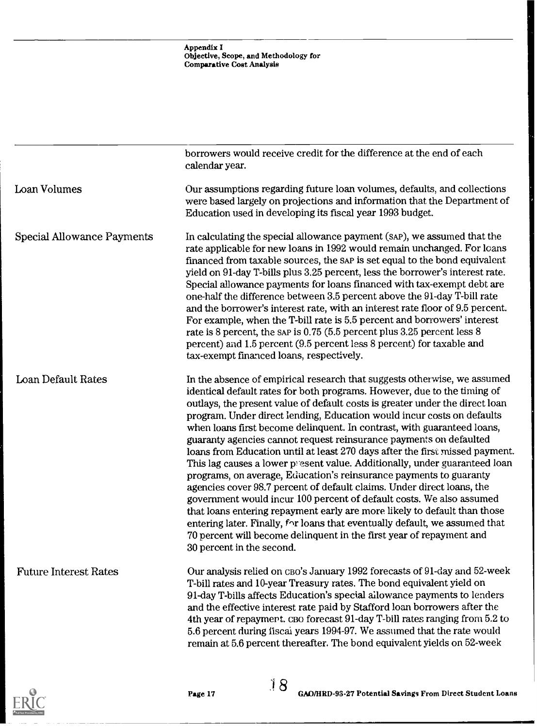borrowers would receive credit for the difference at the end of each calendar year.

### Loan Volumes

Our assumptions regarding future loan volumes, defaults, and collections were based largely on projections and information that the Department of Education used in developing its fiscal year 1993 budget.

### Special Allowance Payments

In calculating the special allowance payment (SAP), we assumed that the rate applicable for new loans in 1992 would remain unchanged. For loans financed from taxable sources, the SAP is set equal to the bond equivalent yield on 91-day T-bills plus 3.25 percent, less the borrower's interest rate. Special allowance payments for loans financed with tax-exempt debt are one-half the difference between 3.5 percent above the 91-day T-bill rate and the borrower's interest rate, with an interest rate floor of 9.5 percent. For example, when the T-bill rate is 5.5 percent and borrowers' interest rate is 8 percent, the SAP is 0.75 (5.5 percent plus 3.25 percent less 8 percent) and 1.5 percent (9.5 percent less 8 percent) for taxable and tax-exempt financed loans, respectively.

### Loan Default Rates

In the absence of empirical research that suggests otherwise, we assumed identical default rates for both programs. However, due to the timing of outlays, the present value of default costs is greater under the direct loan program. Under direct lending, Education would incur costs on defaults when loans first become delinquent. In contrast, with guaranteed loans, guaranty agencies cannot request reinsurance payments on defaulted loans from Education until at least 270 days after the first missed payment. This lag causes a lower present value. Additionally, under guaranteed loan programs, on average, Education's reinsurance payments to guaranty agencies cover 98.7 percent of default claims. Under direct loans, the government would incur 100 percent of default costs. We also assumed that loans entering repayment early are more likely to default than those entering later. Finally, for loans that eventually default, we assumed that 70 percent will become delinquent in the first year of repayment and 30 percent in the second.

### Future Interest Rates

Our analysis relied on CBO's January 1992 forecasts of 91-day and 52-week T-bill rates and 10-year Treasury rates. The bond equivalent yield on 91-day T-bills affects Education's special allowance payments to lenders and the effective interest rate paid by Stafford loan borrowers after the 4th year of repayment. CBO forecast 91-day T-bill rates ranging from 5.2 to 5.6 percent during fiscal years 1994-97. We assumed that the rate would remain at 5.6 percent thereafter. The bond equivalent yields on 52-week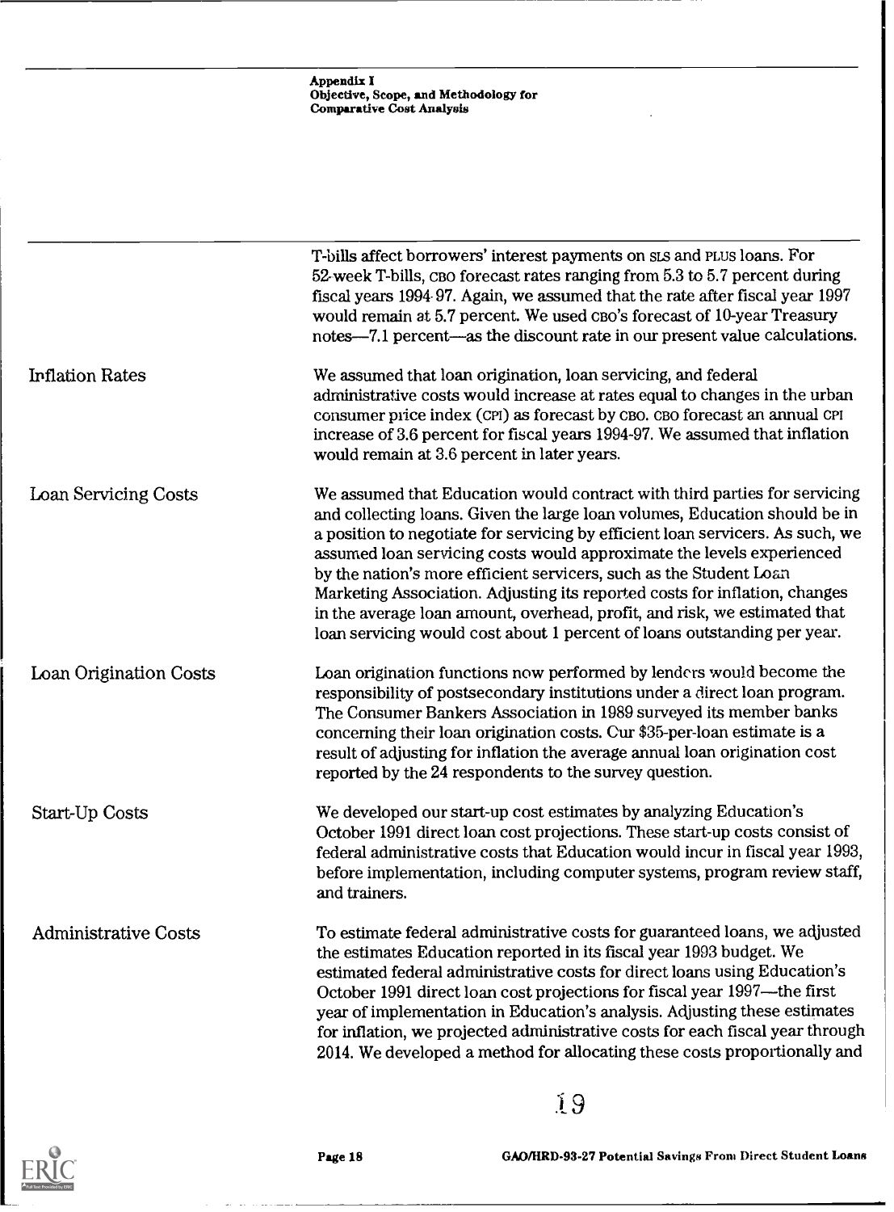T-bills affect borrowers' interest payments on SLS and PLUS loans. For 52-week T-bills, CBO forecast rates ranging from 5.3 to 5.7 percent during fiscal years 1994-97. Again, we assumed that the rate after fiscal year 1997 would remain at 5.7 percent. We used CBO's forecast of 10-year Treasury notes—7.1 percent—as the discount rate in our present value calculations.

## Inflation Rates

We assumed that loan origination, loan servicing, and federal administrative costs would increase at rates equal to changes in the urban consumer price index (CPI) as forecast by CBO. CBO forecast an annual CPI increase of 3.6 percent for fiscal years 1994-97. We assumed that inflation would remain at 3.6 percent in later years.

## Loan Servicing Costs

We assumed that Education would contract with third parties for servicing and collecting loans. Given the large loan volumes, Education should be in a position to negotiate for servicing by efficient loan servicers. As such, we assumed loan servicing costs would approximate the levels experienced by the nation's more efficient servicers, such as the Student Loan Marketing Association. Adjusting its reported costs for inflation, changes in the average loan amount, overhead, profit, and risk, we estimated that loan servicing would cost about 1 percent of loans outstanding per year.

## Loan Origination Costs

Loan origination functions now performed by lenders would become the responsibility of postsecondary institutions under a direct loan program. The Consumer Bankers Association in 1989 surveyed its member banks concerning their loan origination costs. Our $35-per-loan estimate is a result of adjusting for inflation the average annual loan origination cost reported by the 24 respondents to the survey question.

## Start-Up Costs

We developed our start-up cost estimates by analyzing Education's October 1991 direct loan cost projections. These start-up costs consist of federal administrative costs that Education would incur in fiscal year 1993, before implementation, including computer systems, program review staff, and trainers.

## Administrative Costs

To estimate federal administrative costs for guaranteed loans, we adjusted the estimates Education reported in its fiscal year 1993 budget. We estimated federal administrative costs for direct loans using Education's October 1991 direct loan cost projections for fiscal year 1997—the first year of implementation in Education's analysis. Adjusting these estimates for inflation, we projected administrative costs for each fiscal year through 2014. We developed a method for allocating these costs proportionally and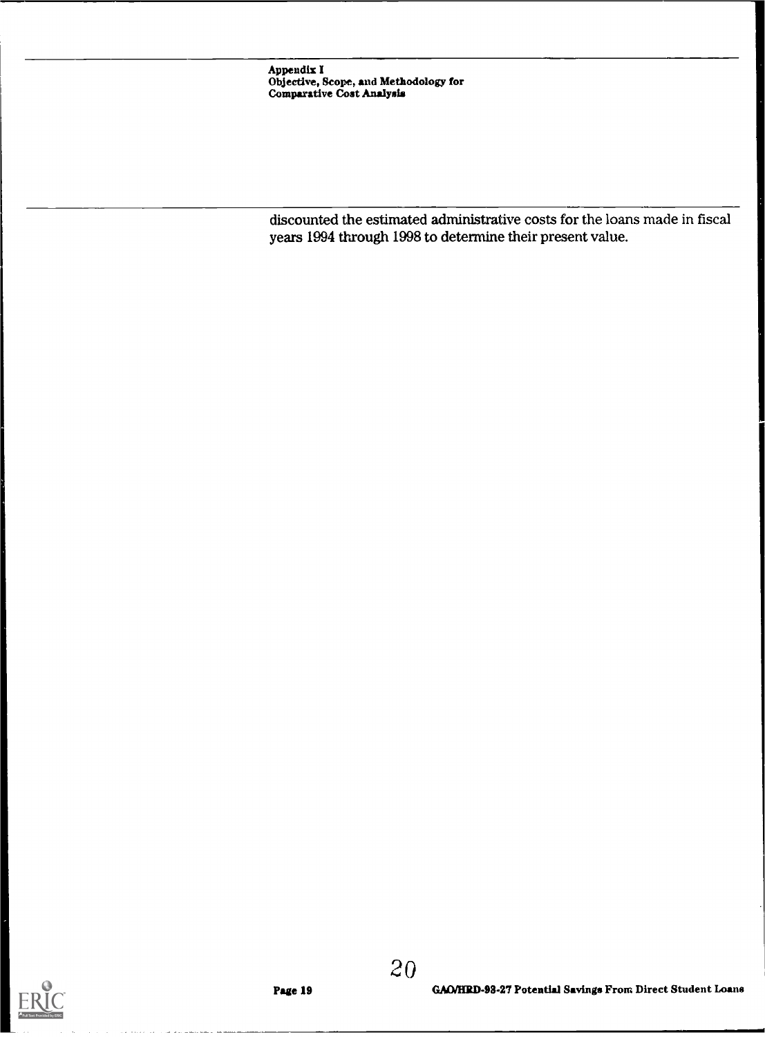discounted the estimated administrative costs for the loans made in fiscal years 1994 through 1998 to determine their present value.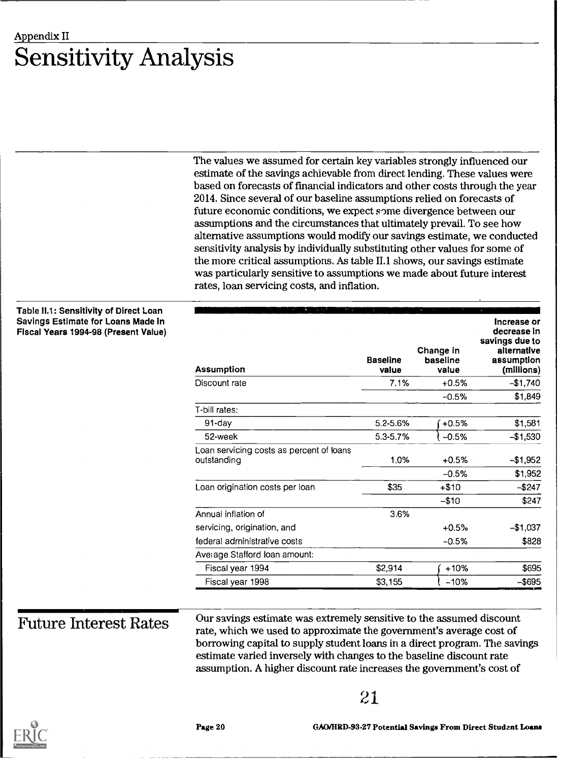Appendix II

# Sensitivity Analysis

The values we assumed for certain key variables strongly influenced our estimate of the savings achievable from direct lending. These values were based on forecasts of financial indicators and other costs through the year 2014. Since several of our baseline assumptions relied on forecasts of future economic conditions, we expect some divergence between our assumptions and the circumstances that ultimately prevail. To see how alternative assumptions would modify our savings estimate, we conducted sensitivity analysis by individually substituting other values for some of the more critical assumptions. As table II.1 shows, our savings estimate was particularly sensitive to assumptions we made about future interest rates, loan servicing costs, and inflation.

**Table II.1: Sensitivity of Direct Loan Savings Estimate for Loans Made in Fiscal Years 1994-98 (Present Value)**

| Assumption | Baseline value | Change in baseline value | Increase or decrease in savings due to alternative assumption (millions) |
|---|---|---|---|
| Discount rate | 7.1% | +0.5% | –$1,740 |
| | | –0.5% | $1,849 |
| T-bill rates: | | | |
| 91-day | 5.2-5.6% | +0.5% | $1,581 |
| 52-week | 5.3-5.7% | –0.5% | –$1,530 |
| Loan servicing costs as percent of loans outstanding | 1.0% | +0.5% | –$1,952 |
| | | –0.5% | $1,952 |
| Loan origination costs per loan | $35 | +$10 | –$247 |
| | | –$10 | $247 |
| Annual inflation of | 3.6% | | |
| servicing, origination, and | | +0.5% | –$1,037 |
| federal administrative costs | | –0.5% | $828 |
| Average Stafford loan amount: | | | |
| Fiscal year 1994 | $2,914 | +10% | $695 |
| Fiscal year 1998 | $3,155 | –10% | –$695 |

## Future Interest Rates

Our savings estimate was extremely sensitive to the assumed discount rate, which we used to approximate the government's average cost of borrowing capital to supply student loans in a direct program. The savings estimate varied inversely with changes to the baseline discount rate assumption. A higher discount rate increases the government's cost of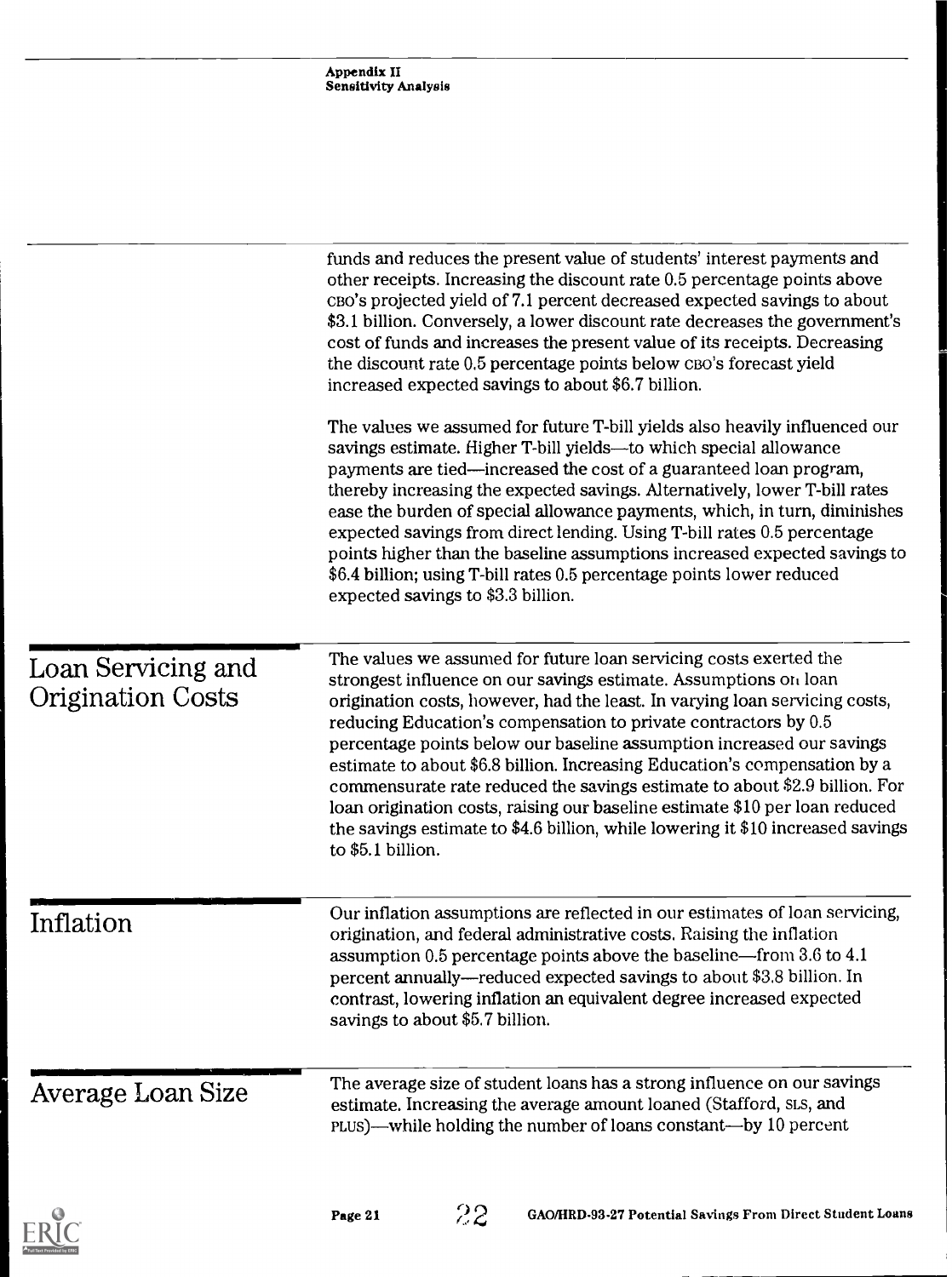funds and reduces the present value of students' interest payments and other receipts. Increasing the discount rate 0.5 percentage points above CBO's projected yield of 7.1 percent decreased expected savings to about $3.1 billion. Conversely, a lower discount rate decreases the government's cost of funds and increases the present value of its receipts. Decreasing the discount rate 0.5 percentage points below CBO's forecast yield increased expected savings to about $6.7 billion.

The values we assumed for future T-bill yields also heavily influenced our savings estimate. Higher T-bill yields—to which special allowance payments are tied—increased the cost of a guaranteed loan program, thereby increasing the expected savings. Alternatively, lower T-bill rates ease the burden of special allowance payments, which, in turn, diminishes expected savings from direct lending. Using T-bill rates 0.5 percentage points higher than the baseline assumptions increased expected savings to $6.4 billion; using T-bill rates 0.5 percentage points lower reduced expected savings to $3.3 billion.

## Loan Servicing and Origination Costs

The values we assumed for future loan servicing costs exerted the strongest influence on our savings estimate. Assumptions on loan origination costs, however, had the least. In varying loan servicing costs, reducing Education's compensation to private contractors by 0.5 percentage points below our baseline assumption increased our savings estimate to about $6.8 billion. Increasing Education's compensation by a commensurate rate reduced the savings estimate to about $2.9 billion. For loan origination costs, raising our baseline estimate $10 per loan reduced the savings estimate to $4.6 billion, while lowering it $10 increased savings to $5.1 billion.

## Inflation

Our inflation assumptions are reflected in our estimates of loan servicing, origination, and federal administrative costs. Raising the inflation assumption 0.5 percentage points above the baseline—from 3.6 to 4.1 percent annually—reduced expected savings to about $3.8 billion. In contrast, lowering inflation an equivalent degree increased expected savings to about $5.7 billion.

## Average Loan Size

The average size of student loans has a strong influence on our savings estimate. Increasing the average amount loaned (Stafford, SLS, and PLUS)—while holding the number of loans constant—by 10 percent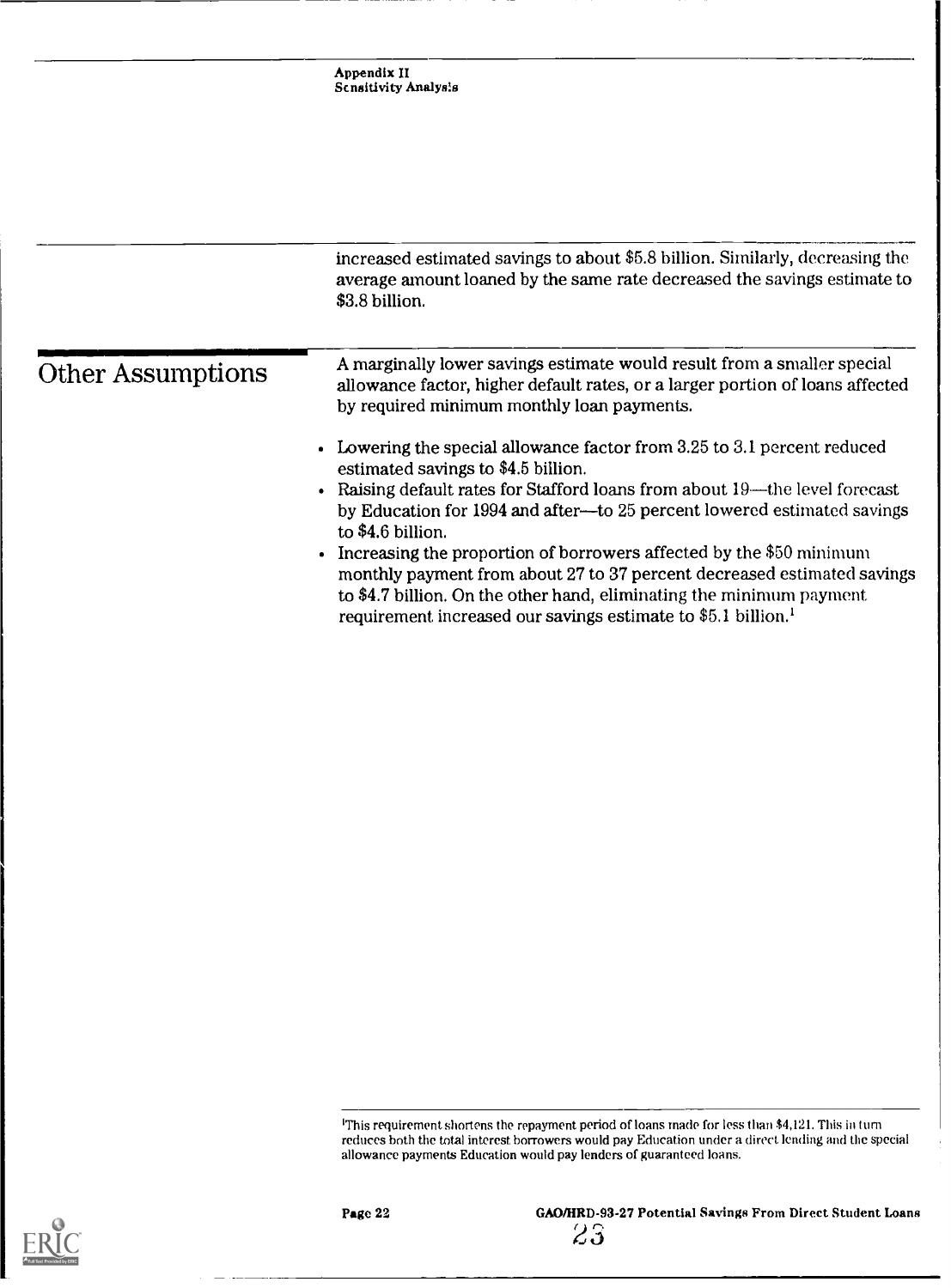increased estimated savings to about $5.8 billion. Similarly, decreasing the average amount loaned by the same rate decreased the savings estimate to $3.8 billion.

## Other Assumptions

A marginally lower savings estimate would result from a smaller special allowance factor, higher default rates, or a larger portion of loans affected by required minimum monthly loan payments.

- Lowering the special allowance factor from 3.25 to 3.1 percent reduced estimated savings to $4.5 billion.
- Raising default rates for Stafford loans from about 19—the level forecast by Education for 1994 and after—to 25 percent lowered estimated savings to $4.6 billion.
- Increasing the proportion of borrowers affected by the $50 minimum monthly payment from about 27 to 37 percent decreased estimated savings to $4.7 billion. On the other hand, eliminating the minimum payment requirement increased our savings estimate to $5.1 billion.[1]

[1]This requirement shortens the repayment period of loans made for less than $4,121. This in turn reduces both the total interest borrowers would pay Education under a direct lending and the special allowance payments Education would pay lenders of guaranteed loans.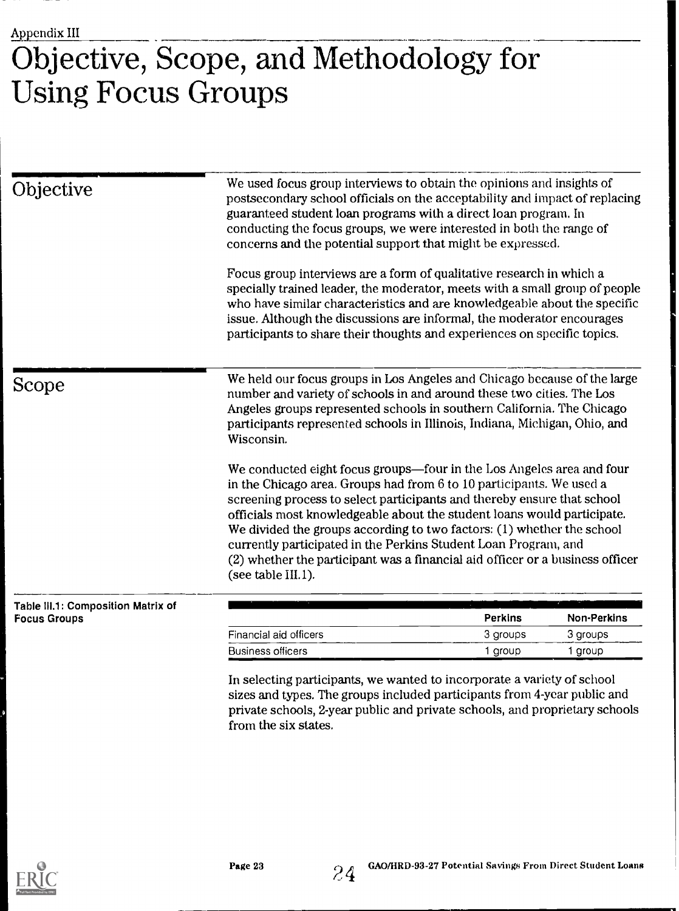Appendix III

# Objective, Scope, and Methodology for Using Focus Groups

## Objective

We used focus group interviews to obtain the opinions and insights of postsecondary school officials on the acceptability and impact of replacing guaranteed student loan programs with a direct loan program. In conducting the focus groups, we were interested in both the range of concerns and the potential support that might be expressed.

Focus group interviews are a form of qualitative research in which a specially trained leader, the moderator, meets with a small group of people who have similar characteristics and are knowledgeable about the specific issue. Although the discussions are informal, the moderator encourages participants to share their thoughts and experiences on specific topics.

## Scope

We held our focus groups in Los Angeles and Chicago because of the large number and variety of schools in and around these two cities. The Los Angeles groups represented schools in southern California. The Chicago participants represented schools in Illinois, Indiana, Michigan, Ohio, and Wisconsin.

We conducted eight focus groups—four in the Los Angeles area and four in the Chicago area. Groups had from 6 to 10 participants. We used a screening process to select participants and thereby ensure that school officials most knowledgeable about the student loans would participate. We divided the groups according to two factors: (1) whether the school currently participated in the Perkins Student Loan Program, and (2) whether the participant was a financial aid officer or a business officer (see table III.1).

Table III.1: Composition Matrix of Focus Groups

| | Perkins | Non-Perkins |
|---|---|---|
| Financial aid officers | 3 groups | 3 groups |
| Business officers | 1 group | 1 group |

In selecting participants, we wanted to incorporate a variety of school sizes and types. The groups included participants from 4-year public and private schools, 2-year public and private schools, and proprietary schools from the six states.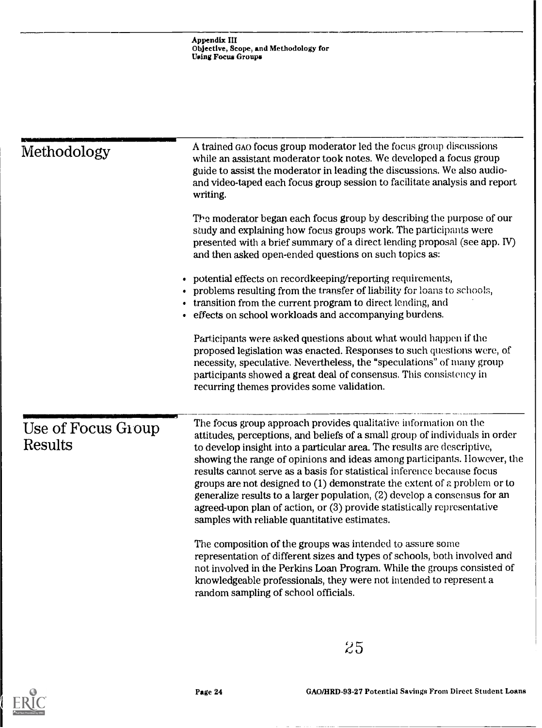## Methodology

A trained GAO focus group moderator led the focus group discussions while an assistant moderator took notes. We developed a focus group guide to assist the moderator in leading the discussions. We also audio- and video-taped each focus group session to facilitate analysis and report writing.

The moderator began each focus group by describing the purpose of our study and explaining how focus groups work. The participants were presented with a brief summary of a direct lending proposal (see app. IV) and then asked open-ended questions on such topics as:

- potential effects on recordkeeping/reporting requirements,
- problems resulting from the transfer of liability for loans to schools,
- transition from the current program to direct lending, and
- effects on school workloads and accompanying burdens.

Participants were asked questions about what would happen if the proposed legislation was enacted. Responses to such questions were, of necessity, speculative. Nevertheless, the "speculations" of many group participants showed a great deal of consensus. This consistency in recurring themes provides some validation.

## Use of Focus Group Results

The focus group approach provides qualitative information on the attitudes, perceptions, and beliefs of a small group of individuals in order to develop insight into a particular area. The results are descriptive, showing the range of opinions and ideas among participants. However, the results cannot serve as a basis for statistical inference because focus groups are not designed to (1) demonstrate the extent of a problem or to generalize results to a larger population, (2) develop a consensus for an agreed-upon plan of action, or (3) provide statistically representative samples with reliable quantitative estimates.

The composition of the groups was intended to assure some representation of different sizes and types of schools, both involved and not involved in the Perkins Loan Program. While the groups consisted of knowledgeable professionals, they were not intended to represent a random sampling of school officials.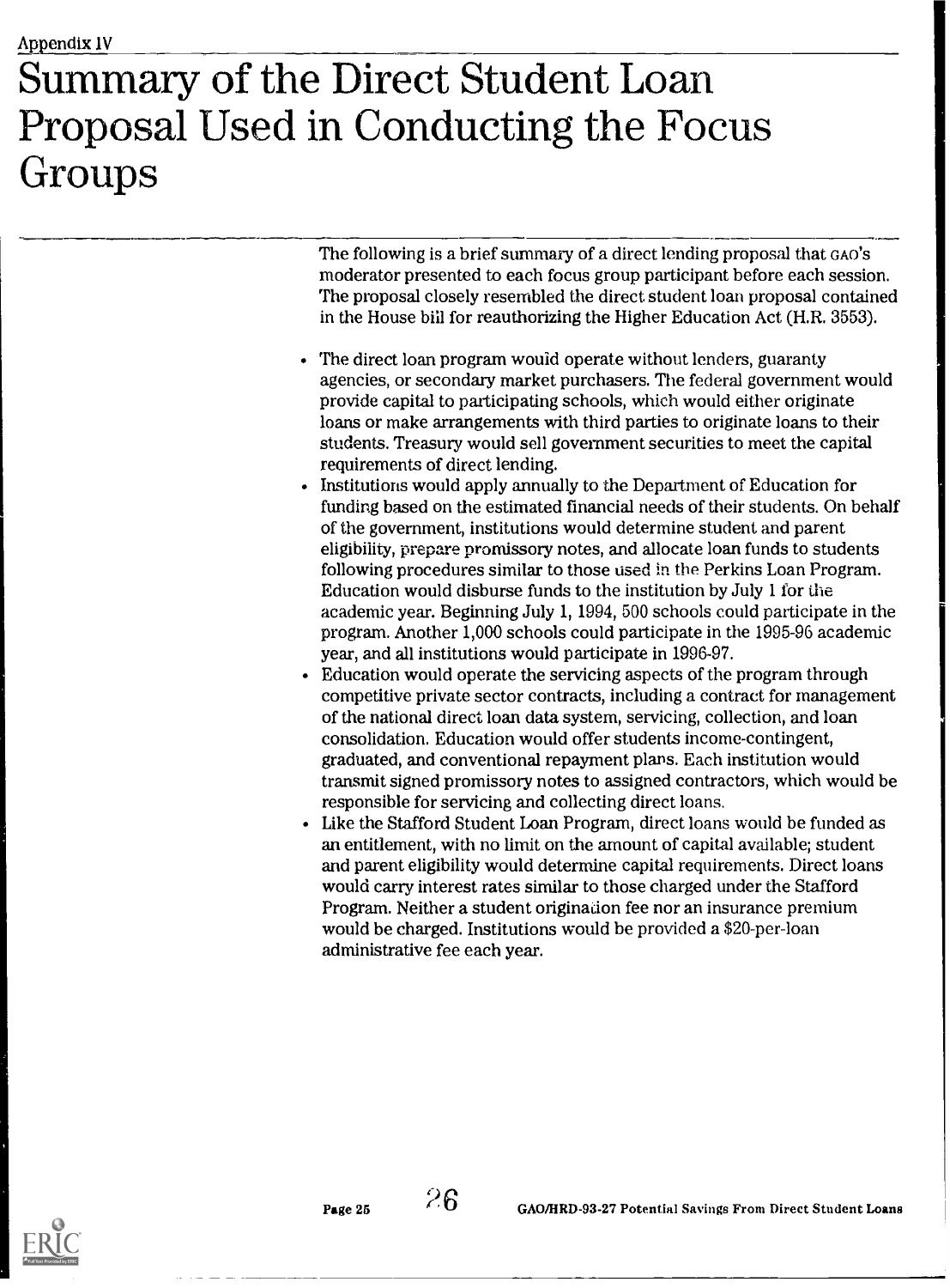Appendix IV

# Summary of the Direct Student Loan Proposal Used in Conducting the Focus Groups

The following is a brief summary of a direct lending proposal that GAO's moderator presented to each focus group participant before each session. The proposal closely resembled the direct student loan proposal contained in the House bill for reauthorizing the Higher Education Act (H.R. 3553).

- The direct loan program would operate without lenders, guaranty agencies, or secondary market purchasers. The federal government would provide capital to participating schools, which would either originate loans or make arrangements with third parties to originate loans to their students. Treasury would sell government securities to meet the capital requirements of direct lending.
- Institutions would apply annually to the Department of Education for funding based on the estimated financial needs of their students. On behalf of the government, institutions would determine student and parent eligibility, prepare promissory notes, and allocate loan funds to students following procedures similar to those used in the Perkins Loan Program. Education would disburse funds to the institution by July 1 for the academic year. Beginning July 1, 1994, 500 schools could participate in the program. Another 1,000 schools could participate in the 1995-96 academic year, and all institutions would participate in 1996-97.
- Education would operate the servicing aspects of the program through competitive private sector contracts, including a contract for management of the national direct loan data system, servicing, collection, and loan consolidation. Education would offer students income-contingent, graduated, and conventional repayment plans. Each institution would transmit signed promissory notes to assigned contractors, which would be responsible for servicing and collecting direct loans.
- Like the Stafford Student Loan Program, direct loans would be funded as an entitlement, with no limit on the amount of capital available; student and parent eligibility would determine capital requirements. Direct loans would carry interest rates similar to those charged under the Stafford Program. Neither a student origination fee nor an insurance premium would be charged. Institutions would be provided a $20-per-loan administrative fee each year.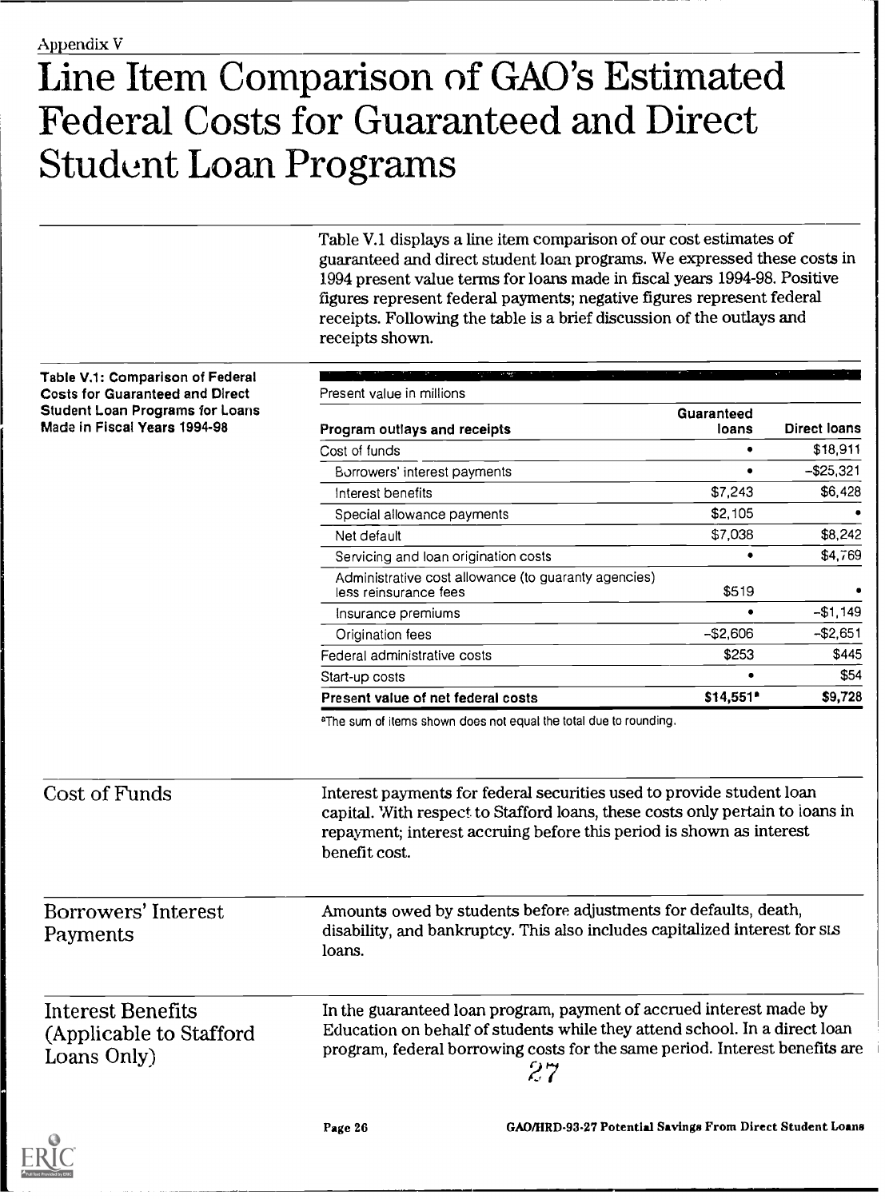Appendix V

# Line Item Comparison of GAO's Estimated Federal Costs for Guaranteed and Direct Student Loan Programs

Table V.1 displays a line item comparison of our cost estimates of guaranteed and direct student loan programs. We expressed these costs in 1994 present value terms for loans made in fiscal years 1994-98. Positive figures represent federal payments; negative figures represent federal receipts. Following the table is a brief discussion of the outlays and receipts shown.

**Table V.1: Comparison of Federal Costs for Guaranteed and Direct Student Loan Programs for Loans Made in Fiscal Years 1994-98**

Present value in millions

| Program outlays and receipts | Guaranteed loans | Direct loans |
|---|---|---|
| Cost of funds | • | $18,911 |
| Borrowers' interest payments | • | –$25,321 |
| Interest benefits | $7,243 | $6,428 |
| Special allowance payments | $2,105 | • |
| Net default | $7,038 | $8,242 |
| Servicing and loan origination costs | • | $4,769 |
| Administrative cost allowance (to guaranty agencies) less reinsurance fees | $519 | • |
| Insurance premiums | • | –$1,149 |
| Origination fees | –$2,606 | –$2,651 |
| Federal administrative costs | $253 | $445 |
| Start-up costs | • | $54 |
| **Present value of net federal costs** | **$14,551[a]** | **$9,728** |

[a]The sum of items shown does not equal the total due to rounding.

## Cost of Funds

Interest payments for federal securities used to provide student loan capital. With respect to Stafford loans, these costs only pertain to loans in repayment; interest accruing before this period is shown as interest benefit cost.

## Borrowers' Interest Payments

Amounts owed by students before adjustments for defaults, death, disability, and bankruptcy. This also includes capitalized interest for SLS loans.

## Interest Benefits (Applicable to Stafford Loans Only)

In the guaranteed loan program, payment of accrued interest made by Education on behalf of students while they attend school. In a direct loan program, federal borrowing costs for the same period. Interest benefits are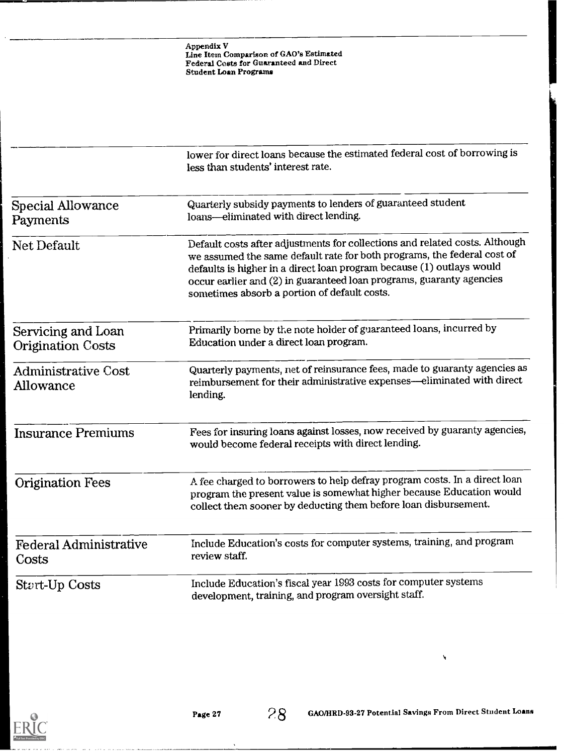| | |
|---|---|
| | lower for direct loans because the estimated federal cost of borrowing is less than students' interest rate. |
| Special Allowance Payments | Quarterly subsidy payments to lenders of guaranteed student loans—eliminated with direct lending. |
| Net Default | Default costs after adjustments for collections and related costs. Although we assumed the same default rate for both programs, the federal cost of defaults is higher in a direct loan program because (1) outlays would occur earlier and (2) in guaranteed loan programs, guaranty agencies sometimes absorb a portion of default costs. |
| Servicing and Loan Origination Costs | Primarily borne by the note holder of guaranteed loans, incurred by Education under a direct loan program. |
| Administrative Cost Allowance | Quarterly payments, net of reinsurance fees, made to guaranty agencies as reimbursement for their administrative expenses—eliminated with direct lending. |
| Insurance Premiums | Fees for insuring loans against losses, now received by guaranty agencies, would become federal receipts with direct lending. |
| Origination Fees | A fee charged to borrowers to help defray program costs. In a direct loan program the present value is somewhat higher because Education would collect them sooner by deducting them before loan disbursement. |
| Federal Administrative Costs | Include Education's costs for computer systems, training, and program review staff. |
| Start-Up Costs | Include Education's fiscal year 1993 costs for computer systems development, training, and program oversight staff. |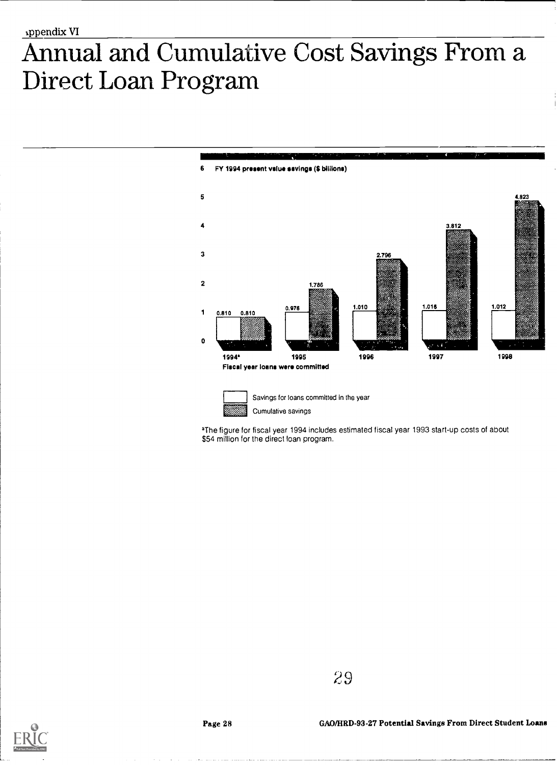Appendix VI

# Annual and Cumulative Cost Savings From a Direct Loan Program

FY 1994 present value savings ($ billions)

| Fiscal year loans were committed | Savings for loans committed in the year | Cumulative savings |
|---|---|---|
| 1994[a] | 0.810 | 0.810 |
| 1995 | 0.976 | 1.786 |
| 1996 | 1.010 | 2.796 |
| 1997 | 1.016 | 3.812 |
| 1998 | 1.012 | 4.823 |

[a]The figure for fiscal year 1994 includes estimated fiscal year 1993 start-up costs of about $54 million for the direct loan program.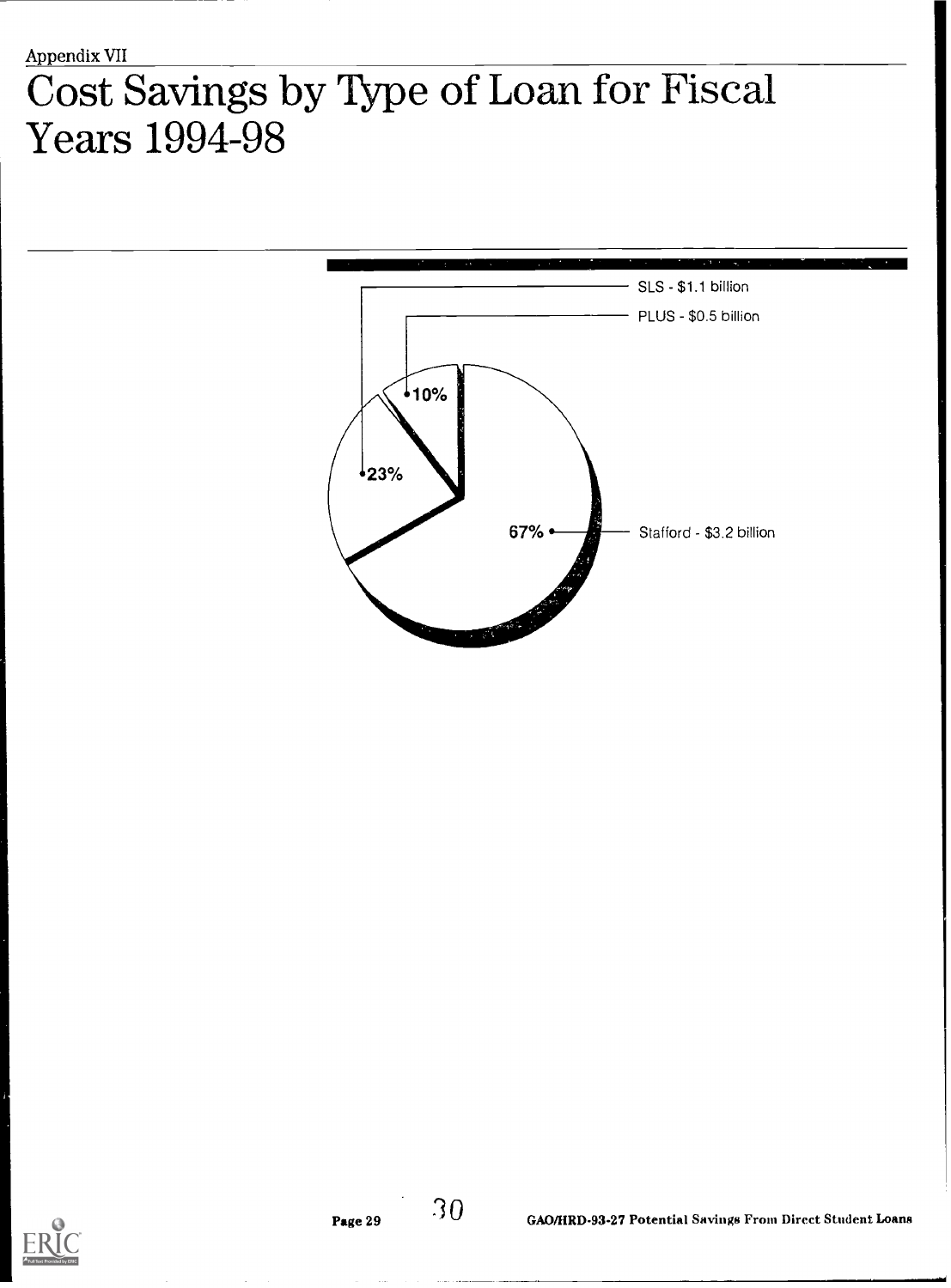Appendix VII

# Cost Savings by Type of Loan for Fiscal Years 1994-98

SLS - $1.1 billion

PLUS - $0.5 billion

10%

23%

67%

Stafford - $3.2 billion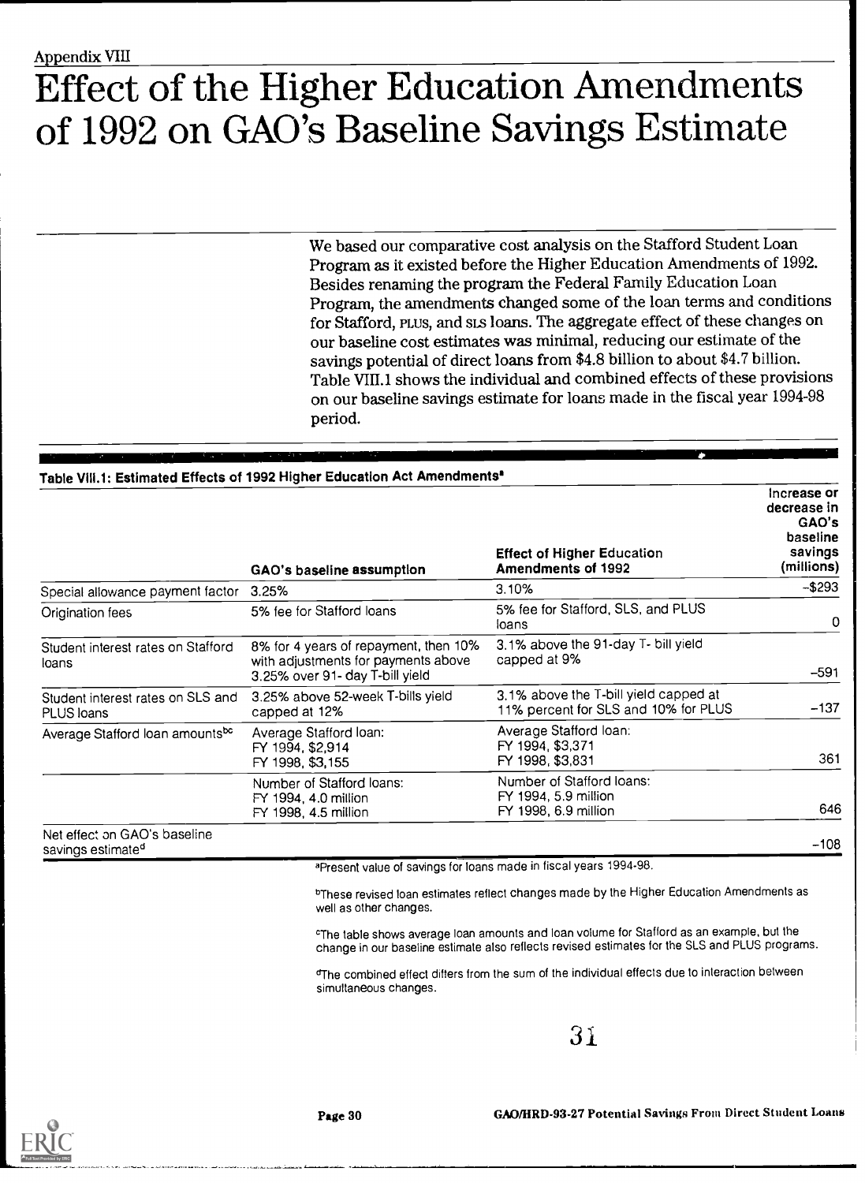Appendix VIII

# Effect of the Higher Education Amendments of 1992 on GAO's Baseline Savings Estimate

We based our comparative cost analysis on the Stafford Student Loan Program as it existed before the Higher Education Amendments of 1992. Besides renaming the program the Federal Family Education Loan Program, the amendments changed some of the loan terms and conditions for Stafford, PLUS, and SLS loans. The aggregate effect of these changes on our baseline cost estimates was minimal, reducing our estimate of the savings potential of direct loans from $4.8 billion to about $4.7 billion. Table VIII.1 shows the individual and combined effects of these provisions on our baseline savings estimate for loans made in the fiscal year 1994-98 period.

**Table VIII.1: Estimated Effects of 1992 Higher Education Act Amendments[a]**

| | GAO's baseline assumption | Effect of Higher Education Amendments of 1992 | Increase or decrease in GAO's baseline savings (millions) |
|---|---|---|---|
| Special allowance payment factor | 3.25% | 3.10% | -$293 |
| Origination fees | 5% fee for Stafford loans | 5% fee for Stafford, SLS, and PLUS loans | 0 |
| Student interest rates on Stafford loans | 8% for 4 years of repayment, then 10% with adjustments for payments above 3.25% over 91- day T-bill yield | 3.1% above the 91-day T- bill yield capped at 9% | -591 |
| Student interest rates on SLS and PLUS loans | 3.25% above 52-week T-bills yield capped at 12% | 3.1% above the T-bill yield capped at 11% percent for SLS and 10% for PLUS | -137 |
| Average Stafford loan amounts[bc] | Average Stafford loan: FY 1994, $2,914 FY 1998, $3,155 | Average Stafford loan: FY 1994, $3,371 FY 1998, $3,831 | 361 |
| | Number of Stafford loans: FY 1994, 4.0 million FY 1998, 4.5 million | Number of Stafford loans: FY 1994, 5.9 million FY 1998, 6.9 million | 646 |
| Net effect on GAO's baseline savings estimate[d] | | | -108 |

[a]Present value of savings for loans made in fiscal years 1994-98.

[b]These revised loan estimates reflect changes made by the Higher Education Amendments as well as other changes.

[c]The table shows average loan amounts and loan volume for Stafford as an example, but the change in our baseline estimate also reflects revised estimates for the SLS and PLUS programs.

[d]The combined effect differs from the sum of the individual effects due to interaction between simultaneous changes.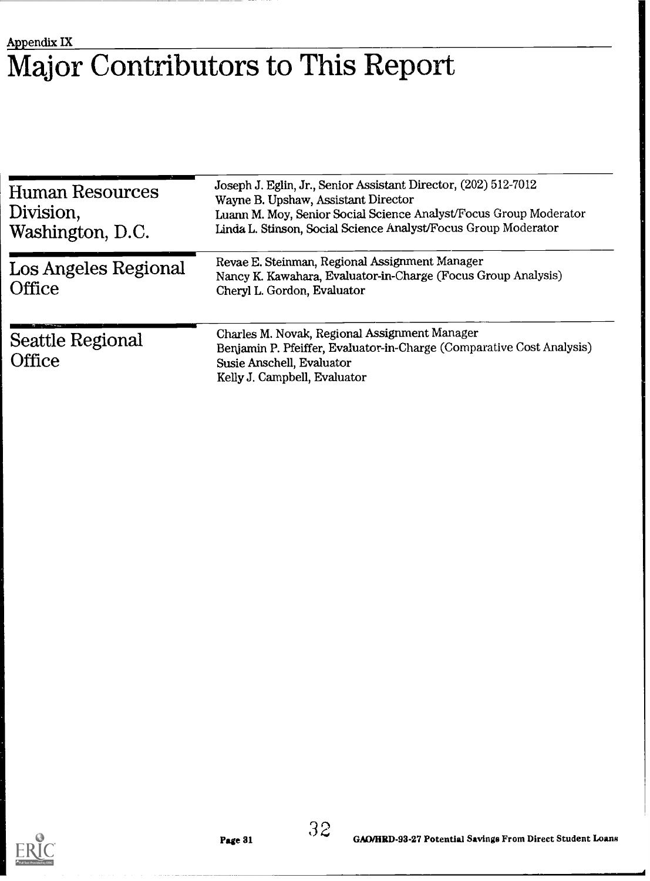Appendix IX

# Major Contributors to This Report

## Human Resources Division, Washington, D.C.

Joseph J. Eglin, Jr., Senior Assistant Director, (202) 512-7012
Wayne B. Upshaw, Assistant Director
Luann M. Moy, Senior Social Science Analyst/Focus Group Moderator
Linda L. Stinson, Social Science Analyst/Focus Group Moderator

## Los Angeles Regional Office

Revae E. Steinman, Regional Assignment Manager
Nancy K. Kawahara, Evaluator-in-Charge (Focus Group Analysis)
Cheryl L. Gordon, Evaluator

## Seattle Regional Office

Charles M. Novak, Regional Assignment Manager
Benjamin P. Pfeiffer, Evaluator-in-Charge (Comparative Cost Analysis)
Susie Anschell, Evaluator
Kelly J. Campbell, Evaluator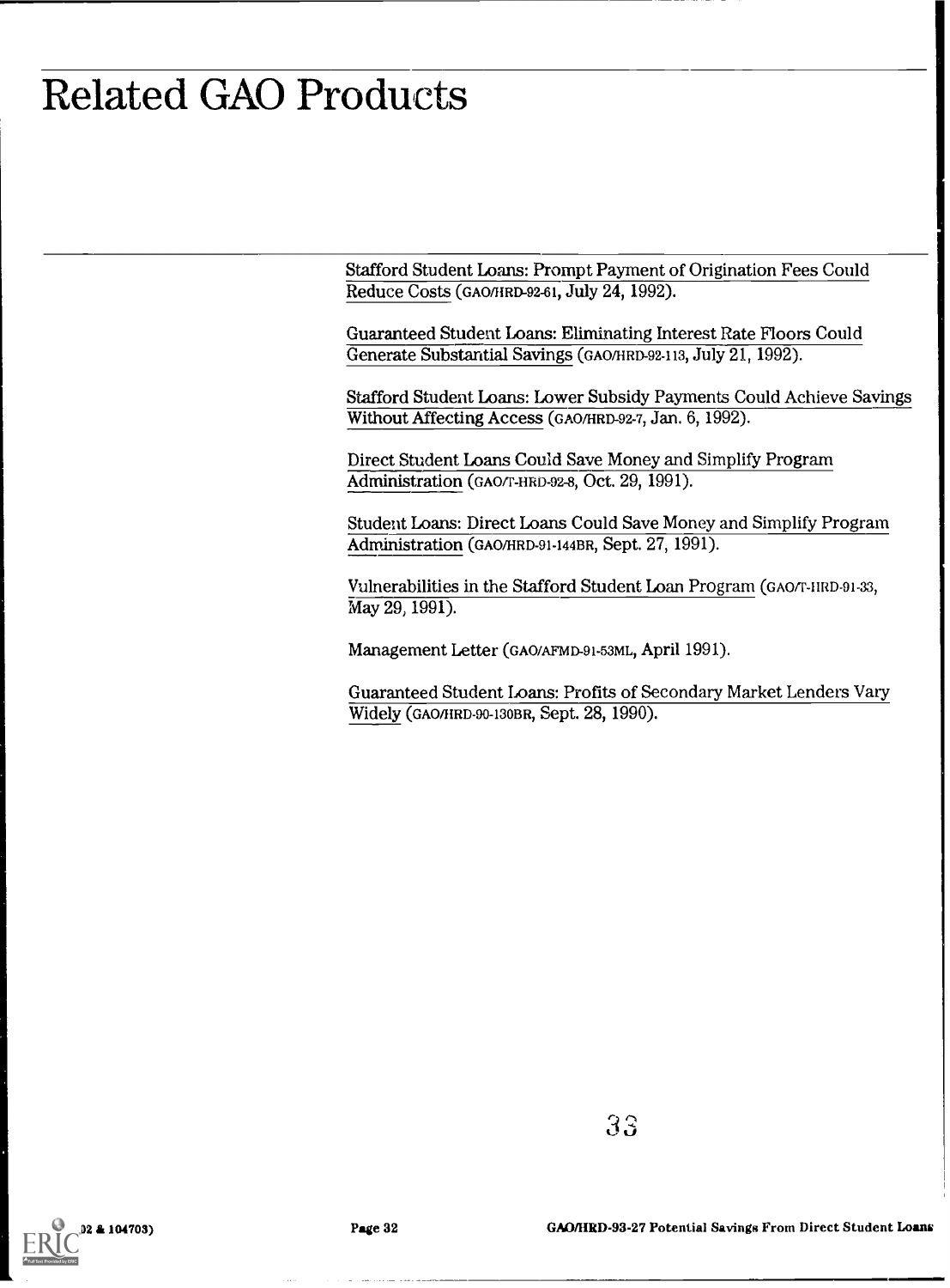# Related GAO Products

Stafford Student Loans: Prompt Payment of Origination Fees Could Reduce Costs (GAO/HRD-92-61, July 24, 1992).

Guaranteed Student Loans: Eliminating Interest Rate Floors Could Generate Substantial Savings (GAO/HRD-92-113, July 21, 1992).

Stafford Student Loans: Lower Subsidy Payments Could Achieve Savings Without Affecting Access (GAO/HRD-92-7, Jan. 6, 1992).

Direct Student Loans Could Save Money and Simplify Program Administration (GAO/T-HRD-92-8, Oct. 29, 1991).

Student Loans: Direct Loans Could Save Money and Simplify Program Administration (GAO/HRD-91-144BR, Sept. 27, 1991).

Vulnerabilities in the Stafford Student Loan Program (GAO/T-HRD-91-33, May 29, 1991).

Management Letter (GAO/AFMD-91-53ML, April 1991).

Guaranteed Student Loans: Profits of Secondary Market Lenders Vary Widely (GAO/HRD-90-130BR, Sept. 28, 1990).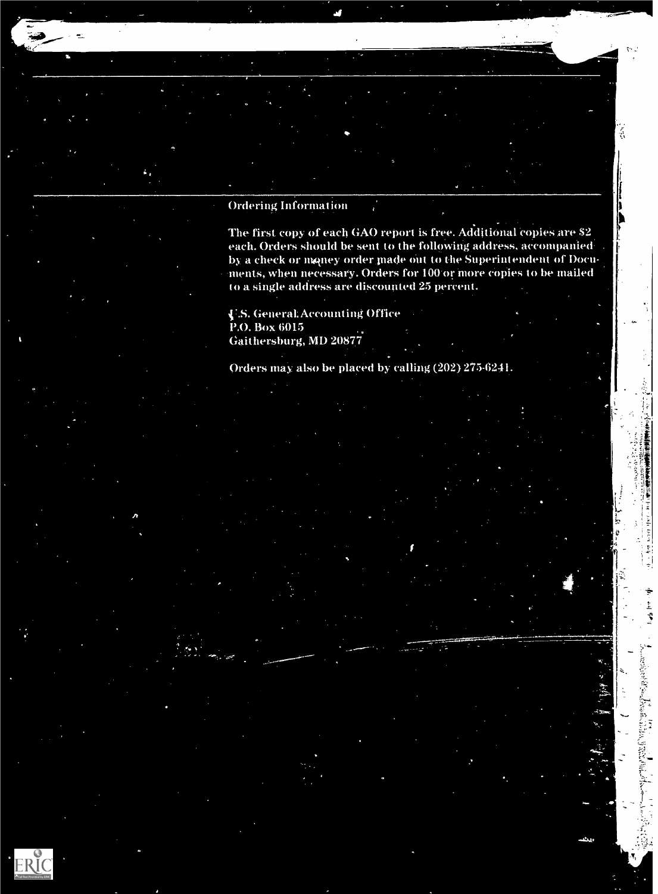## Ordering Information

The first copy of each GAO report is free. Additional copies are $2 each. Orders should be sent to the following address, accompanied by a check or money order made out to the Superintendent of Documents, when necessary. Orders for 100 or more copies to be mailed to a single address are discounted 25 percent.

U.S. General Accounting Office
P.O. Box 6015
Gaithersburg, MD 20877

Orders may also be placed by calling (202) 275-6241.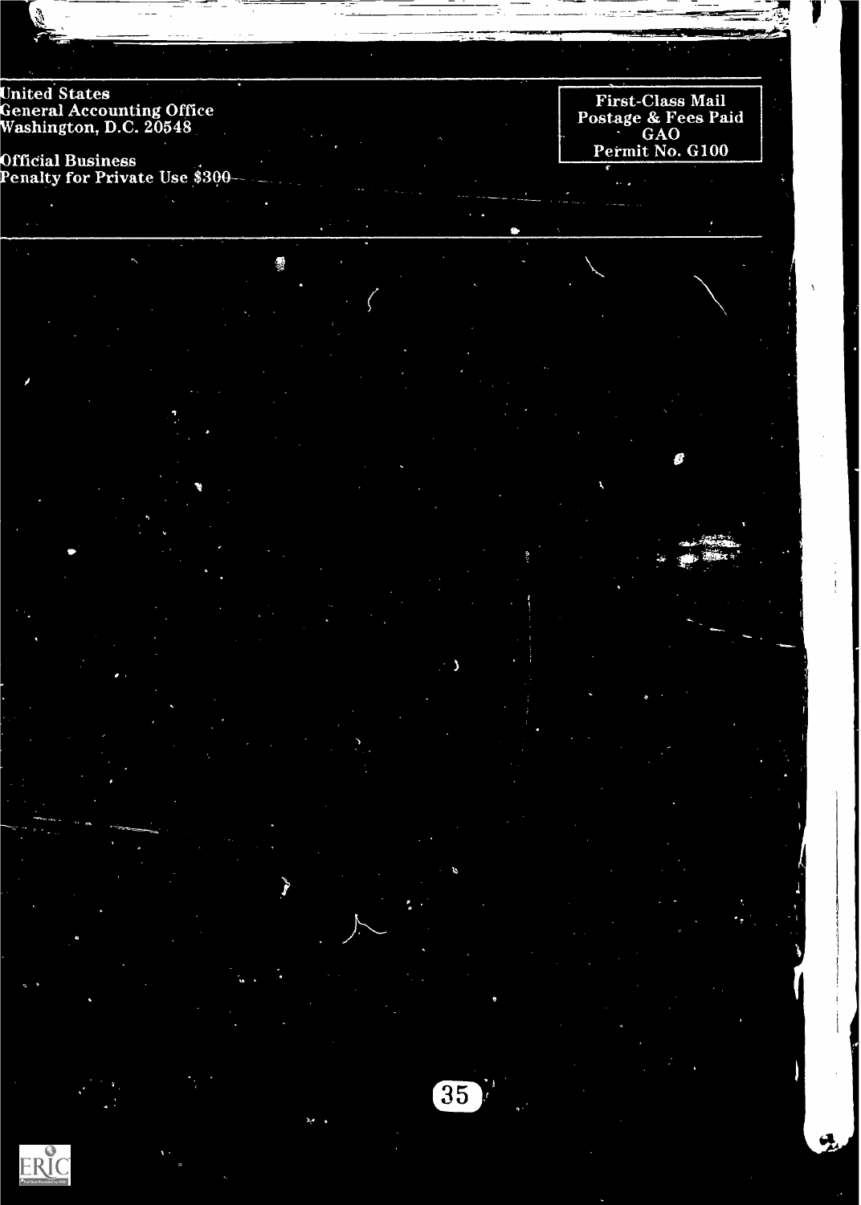United States
General Accounting Office
Washington, D.C. 20548

Official Business
Penalty for Private Use $300

First-Class Mail
Postage & Fees Paid
GAO
Permit No. G100